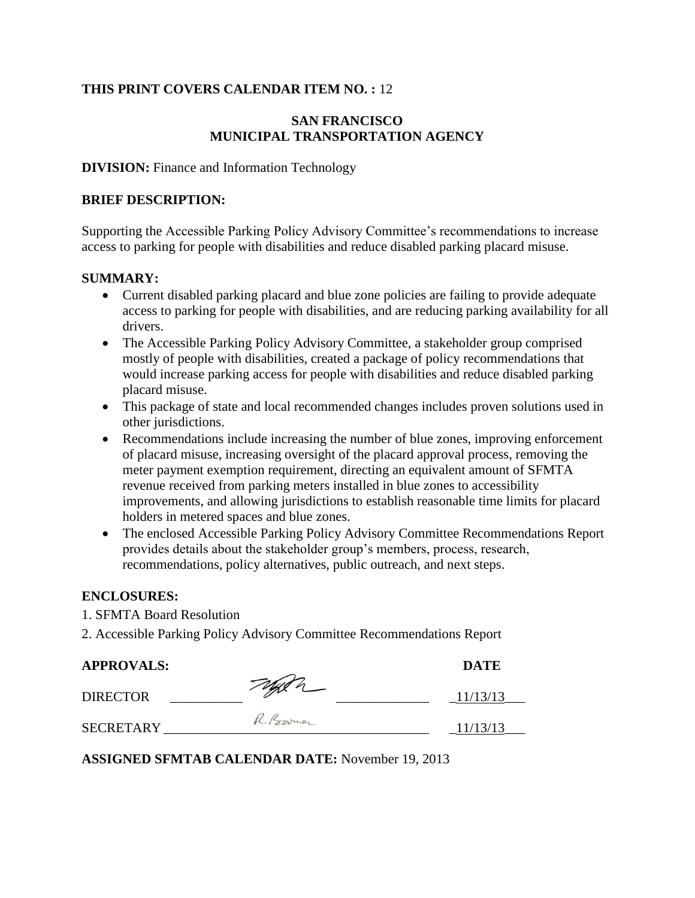**THIS PRINT COVERS CALENDAR ITEM NO. :** 12

**SAN FRANCISCO**
**MUNICIPAL TRANSPORTATION AGENCY**

**DIVISION:** Finance and Information Technology

**BRIEF DESCRIPTION:**

Supporting the Accessible Parking Policy Advisory Committee's recommendations to increase access to parking for people with disabilities and reduce disabled parking placard misuse.

**SUMMARY:**

- Current disabled parking placard and blue zone policies are failing to provide adequate access to parking for people with disabilities, and are reducing parking availability for all drivers.
- The Accessible Parking Policy Advisory Committee, a stakeholder group comprised mostly of people with disabilities, created a package of policy recommendations that would increase parking access for people with disabilities and reduce disabled parking placard misuse.
- This package of state and local recommended changes includes proven solutions used in other jurisdictions.
- Recommendations include increasing the number of blue zones, improving enforcement of placard misuse, increasing oversight of the placard approval process, removing the meter payment exemption requirement, directing an equivalent amount of SFMTA revenue received from parking meters installed in blue zones to accessibility improvements, and allowing jurisdictions to establish reasonable time limits for placard holders in metered spaces and blue zones.
- The enclosed Accessible Parking Policy Advisory Committee Recommendations Report provides details about the stakeholder group's members, process, research, recommendations, policy alternatives, public outreach, and next steps.

**ENCLOSURES:**

1. SFMTA Board Resolution
2. Accessible Parking Policy Advisory Committee Recommendations Report

| **APPROVALS:** | | **DATE** |
|---|---|---|
| DIRECTOR | [signature] | 11/13/13 |
| SECRETARY | R. Boomer | 11/13/13 |

**ASSIGNED SFMTAB CALENDAR DATE:** November 19, 2013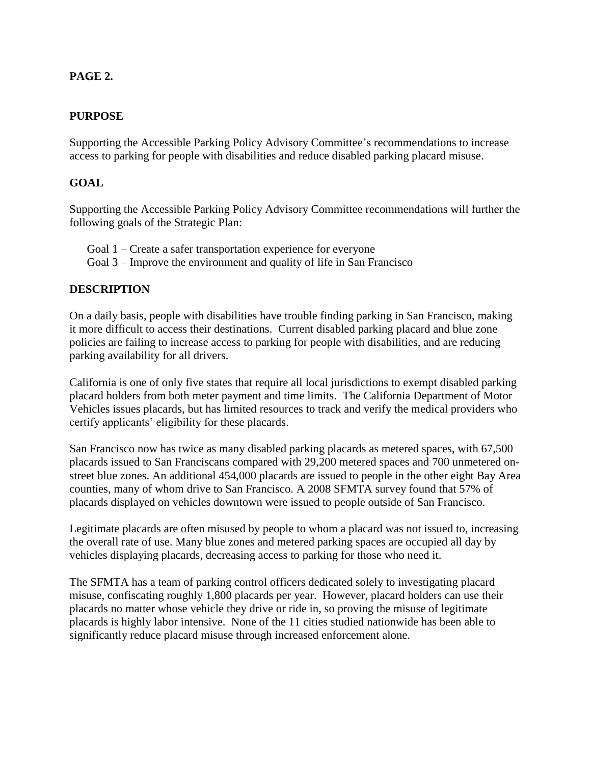**PAGE 2.**

## PURPOSE

Supporting the Accessible Parking Policy Advisory Committee's recommendations to increase access to parking for people with disabilities and reduce disabled parking placard misuse.

## GOAL

Supporting the Accessible Parking Policy Advisory Committee recommendations will further the following goals of the Strategic Plan:

Goal 1 – Create a safer transportation experience for everyone
Goal 3 – Improve the environment and quality of life in San Francisco

## DESCRIPTION

On a daily basis, people with disabilities have trouble finding parking in San Francisco, making it more difficult to access their destinations. Current disabled parking placard and blue zone policies are failing to increase access to parking for people with disabilities, and are reducing parking availability for all drivers.

California is one of only five states that require all local jurisdictions to exempt disabled parking placard holders from both meter payment and time limits. The California Department of Motor Vehicles issues placards, but has limited resources to track and verify the medical providers who certify applicants' eligibility for these placards.

San Francisco now has twice as many disabled parking placards as metered spaces, with 67,500 placards issued to San Franciscans compared with 29,200 metered spaces and 700 unmetered on-street blue zones. An additional 454,000 placards are issued to people in the other eight Bay Area counties, many of whom drive to San Francisco. A 2008 SFMTA survey found that 57% of placards displayed on vehicles downtown were issued to people outside of San Francisco.

Legitimate placards are often misused by people to whom a placard was not issued to, increasing the overall rate of use. Many blue zones and metered parking spaces are occupied all day by vehicles displaying placards, decreasing access to parking for those who need it.

The SFMTA has a team of parking control officers dedicated solely to investigating placard misuse, confiscating roughly 1,800 placards per year. However, placard holders can use their placards no matter whose vehicle they drive or ride in, so proving the misuse of legitimate placards is highly labor intensive. None of the 11 cities studied nationwide has been able to significantly reduce placard misuse through increased enforcement alone.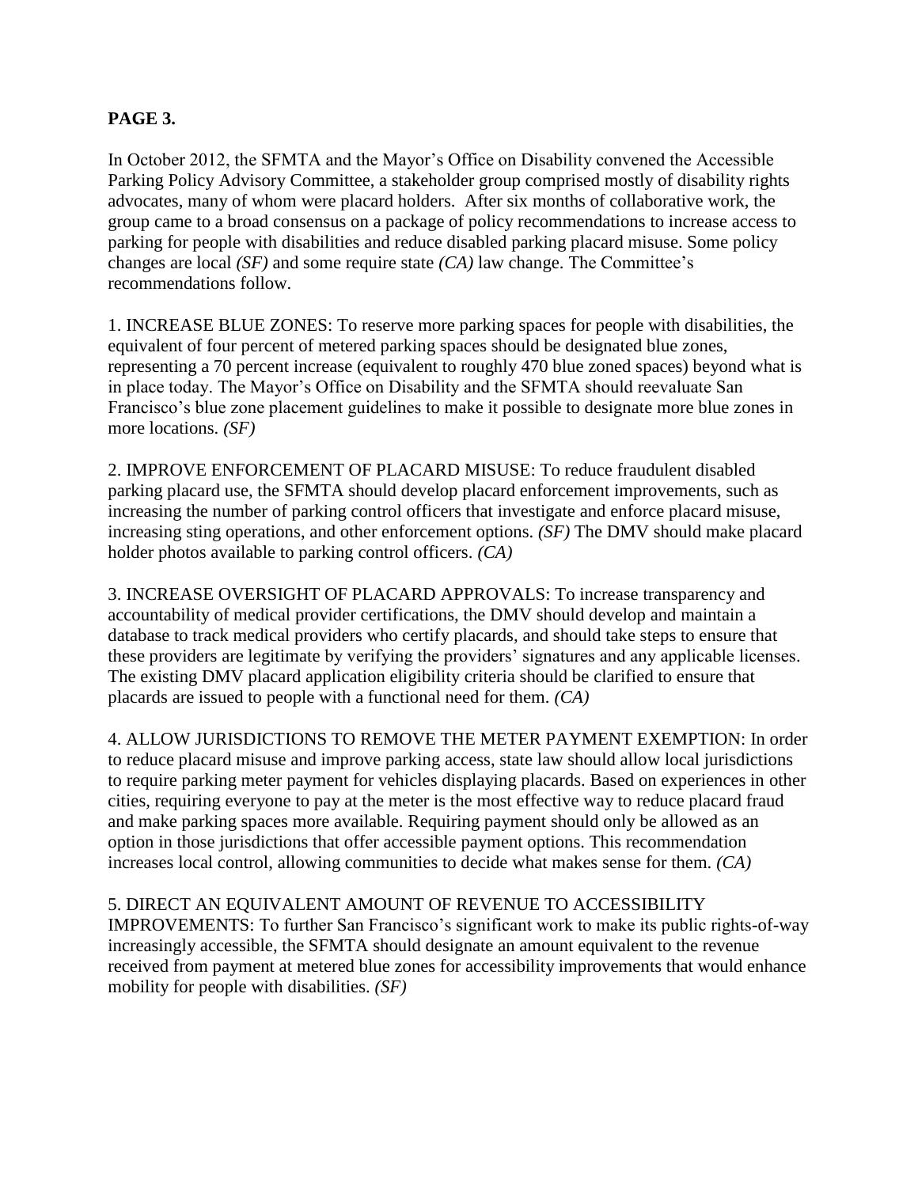**PAGE 3.**

In October 2012, the SFMTA and the Mayor's Office on Disability convened the Accessible Parking Policy Advisory Committee, a stakeholder group comprised mostly of disability rights advocates, many of whom were placard holders. After six months of collaborative work, the group came to a broad consensus on a package of policy recommendations to increase access to parking for people with disabilities and reduce disabled parking placard misuse. Some policy changes are local *(SF)* and some require state *(CA)* law change. The Committee's recommendations follow.

1. INCREASE BLUE ZONES: To reserve more parking spaces for people with disabilities, the equivalent of four percent of metered parking spaces should be designated blue zones, representing a 70 percent increase (equivalent to roughly 470 blue zoned spaces) beyond what is in place today. The Mayor's Office on Disability and the SFMTA should reevaluate San Francisco's blue zone placement guidelines to make it possible to designate more blue zones in more locations. *(SF)*

2. IMPROVE ENFORCEMENT OF PLACARD MISUSE: To reduce fraudulent disabled parking placard use, the SFMTA should develop placard enforcement improvements, such as increasing the number of parking control officers that investigate and enforce placard misuse, increasing sting operations, and other enforcement options. *(SF)* The DMV should make placard holder photos available to parking control officers. *(CA)*

3. INCREASE OVERSIGHT OF PLACARD APPROVALS: To increase transparency and accountability of medical provider certifications, the DMV should develop and maintain a database to track medical providers who certify placards, and should take steps to ensure that these providers are legitimate by verifying the providers' signatures and any applicable licenses. The existing DMV placard application eligibility criteria should be clarified to ensure that placards are issued to people with a functional need for them. *(CA)*

4. ALLOW JURISDICTIONS TO REMOVE THE METER PAYMENT EXEMPTION: In order to reduce placard misuse and improve parking access, state law should allow local jurisdictions to require parking meter payment for vehicles displaying placards. Based on experiences in other cities, requiring everyone to pay at the meter is the most effective way to reduce placard fraud and make parking spaces more available. Requiring payment should only be allowed as an option in those jurisdictions that offer accessible payment options. This recommendation increases local control, allowing communities to decide what makes sense for them. *(CA)*

5. DIRECT AN EQUIVALENT AMOUNT OF REVENUE TO ACCESSIBILITY IMPROVEMENTS: To further San Francisco's significant work to make its public rights-of-way increasingly accessible, the SFMTA should designate an amount equivalent to the revenue received from payment at metered blue zones for accessibility improvements that would enhance mobility for people with disabilities. *(SF)*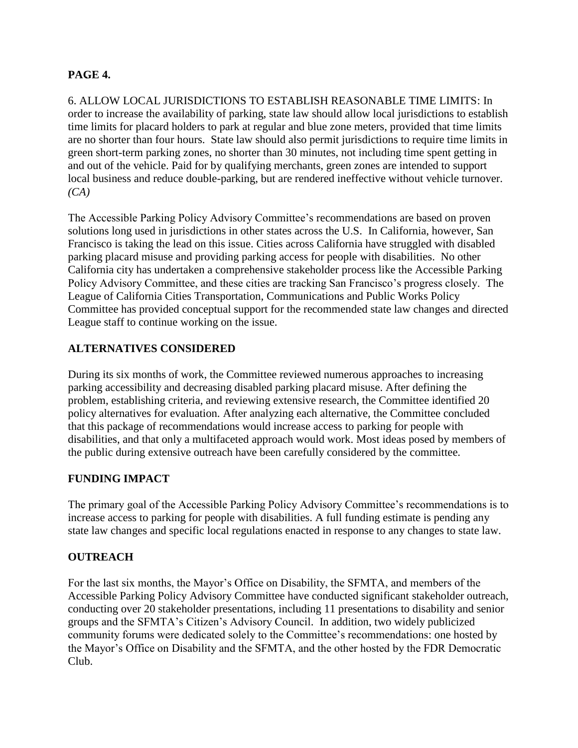**PAGE 4.**

6. ALLOW LOCAL JURISDICTIONS TO ESTABLISH REASONABLE TIME LIMITS: In order to increase the availability of parking, state law should allow local jurisdictions to establish time limits for placard holders to park at regular and blue zone meters, provided that time limits are no shorter than four hours. State law should also permit jurisdictions to require time limits in green short-term parking zones, no shorter than 30 minutes, not including time spent getting in and out of the vehicle. Paid for by qualifying merchants, green zones are intended to support local business and reduce double-parking, but are rendered ineffective without vehicle turnover. *(CA)*

The Accessible Parking Policy Advisory Committee's recommendations are based on proven solutions long used in jurisdictions in other states across the U.S. In California, however, San Francisco is taking the lead on this issue. Cities across California have struggled with disabled parking placard misuse and providing parking access for people with disabilities. No other California city has undertaken a comprehensive stakeholder process like the Accessible Parking Policy Advisory Committee, and these cities are tracking San Francisco's progress closely. The League of California Cities Transportation, Communications and Public Works Policy Committee has provided conceptual support for the recommended state law changes and directed League staff to continue working on the issue.

## ALTERNATIVES CONSIDERED

During its six months of work, the Committee reviewed numerous approaches to increasing parking accessibility and decreasing disabled parking placard misuse. After defining the problem, establishing criteria, and reviewing extensive research, the Committee identified 20 policy alternatives for evaluation. After analyzing each alternative, the Committee concluded that this package of recommendations would increase access to parking for people with disabilities, and that only a multifaceted approach would work. Most ideas posed by members of the public during extensive outreach have been carefully considered by the committee.

## FUNDING IMPACT

The primary goal of the Accessible Parking Policy Advisory Committee's recommendations is to increase access to parking for people with disabilities. A full funding estimate is pending any state law changes and specific local regulations enacted in response to any changes to state law.

## OUTREACH

For the last six months, the Mayor's Office on Disability, the SFMTA, and members of the Accessible Parking Policy Advisory Committee have conducted significant stakeholder outreach, conducting over 20 stakeholder presentations, including 11 presentations to disability and senior groups and the SFMTA's Citizen's Advisory Council. In addition, two widely publicized community forums were dedicated solely to the Committee's recommendations: one hosted by the Mayor's Office on Disability and the SFMTA, and the other hosted by the FDR Democratic Club.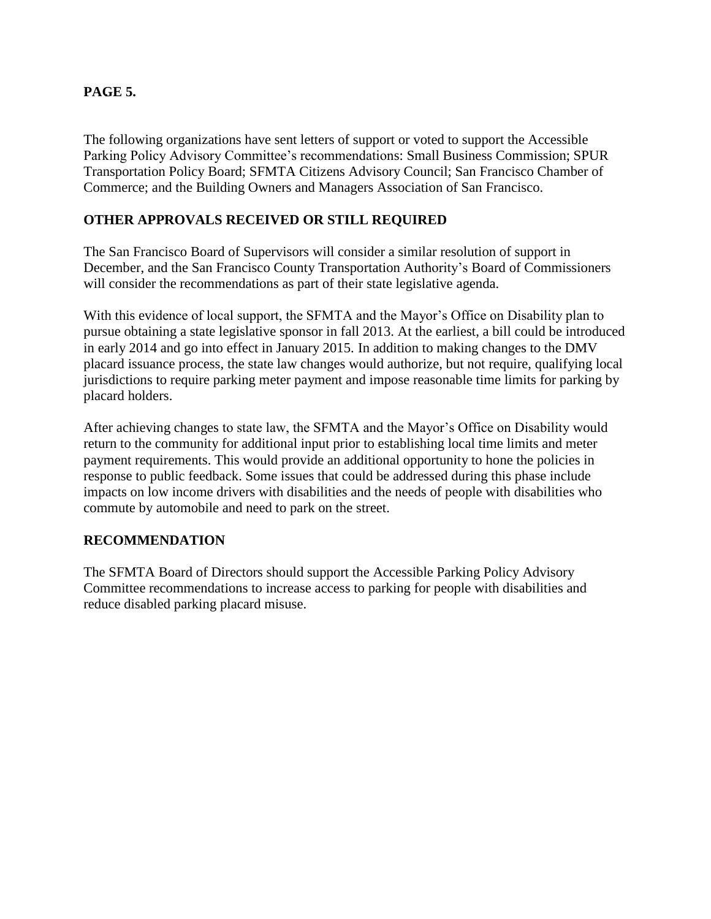The following organizations have sent letters of support or voted to support the Accessible Parking Policy Advisory Committee's recommendations: Small Business Commission; SPUR Transportation Policy Board; SFMTA Citizens Advisory Council; San Francisco Chamber of Commerce; and the Building Owners and Managers Association of San Francisco.

## OTHER APPROVALS RECEIVED OR STILL REQUIRED

The San Francisco Board of Supervisors will consider a similar resolution of support in December, and the San Francisco County Transportation Authority's Board of Commissioners will consider the recommendations as part of their state legislative agenda.

With this evidence of local support, the SFMTA and the Mayor's Office on Disability plan to pursue obtaining a state legislative sponsor in fall 2013. At the earliest, a bill could be introduced in early 2014 and go into effect in January 2015. In addition to making changes to the DMV placard issuance process, the state law changes would authorize, but not require, qualifying local jurisdictions to require parking meter payment and impose reasonable time limits for parking by placard holders.

After achieving changes to state law, the SFMTA and the Mayor's Office on Disability would return to the community for additional input prior to establishing local time limits and meter payment requirements. This would provide an additional opportunity to hone the policies in response to public feedback. Some issues that could be addressed during this phase include impacts on low income drivers with disabilities and the needs of people with disabilities who commute by automobile and need to park on the street.

## RECOMMENDATION

The SFMTA Board of Directors should support the Accessible Parking Policy Advisory Committee recommendations to increase access to parking for people with disabilities and reduce disabled parking placard misuse.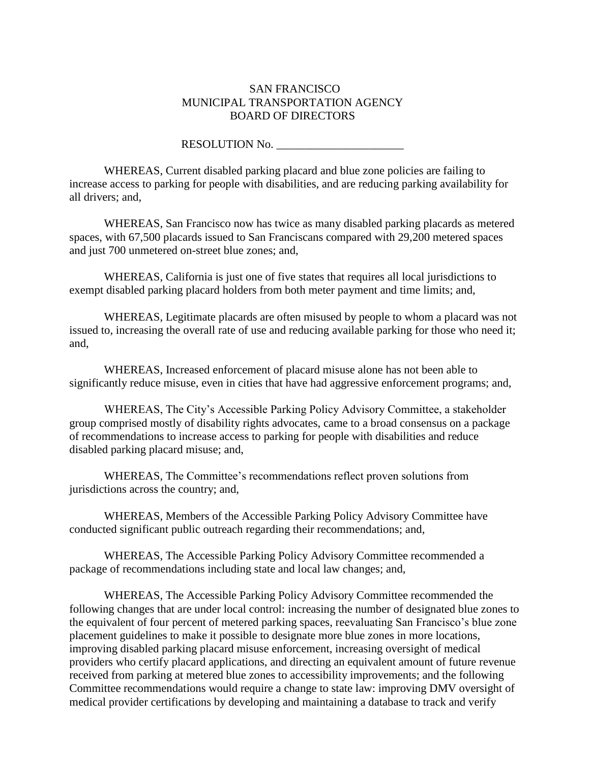SAN FRANCISCO
MUNICIPAL TRANSPORTATION AGENCY
BOARD OF DIRECTORS

RESOLUTION No. ______________________

WHEREAS, Current disabled parking placard and blue zone policies are failing to increase access to parking for people with disabilities, and are reducing parking availability for all drivers; and,

WHEREAS, San Francisco now has twice as many disabled parking placards as metered spaces, with 67,500 placards issued to San Franciscans compared with 29,200 metered spaces and just 700 unmetered on-street blue zones; and,

WHEREAS, California is just one of five states that requires all local jurisdictions to exempt disabled parking placard holders from both meter payment and time limits; and,

WHEREAS, Legitimate placards are often misused by people to whom a placard was not issued to, increasing the overall rate of use and reducing available parking for those who need it; and,

WHEREAS, Increased enforcement of placard misuse alone has not been able to significantly reduce misuse, even in cities that have had aggressive enforcement programs; and,

WHEREAS, The City's Accessible Parking Policy Advisory Committee, a stakeholder group comprised mostly of disability rights advocates, came to a broad consensus on a package of recommendations to increase access to parking for people with disabilities and reduce disabled parking placard misuse; and,

WHEREAS, The Committee's recommendations reflect proven solutions from jurisdictions across the country; and,

WHEREAS, Members of the Accessible Parking Policy Advisory Committee have conducted significant public outreach regarding their recommendations; and,

WHEREAS, The Accessible Parking Policy Advisory Committee recommended a package of recommendations including state and local law changes; and,

WHEREAS, The Accessible Parking Policy Advisory Committee recommended the following changes that are under local control: increasing the number of designated blue zones to the equivalent of four percent of metered parking spaces, reevaluating San Francisco's blue zone placement guidelines to make it possible to designate more blue zones in more locations, improving disabled parking placard misuse enforcement, increasing oversight of medical providers who certify placard applications, and directing an equivalent amount of future revenue received from parking at metered blue zones to accessibility improvements; and the following Committee recommendations would require a change to state law: improving DMV oversight of medical provider certifications by developing and maintaining a database to track and verify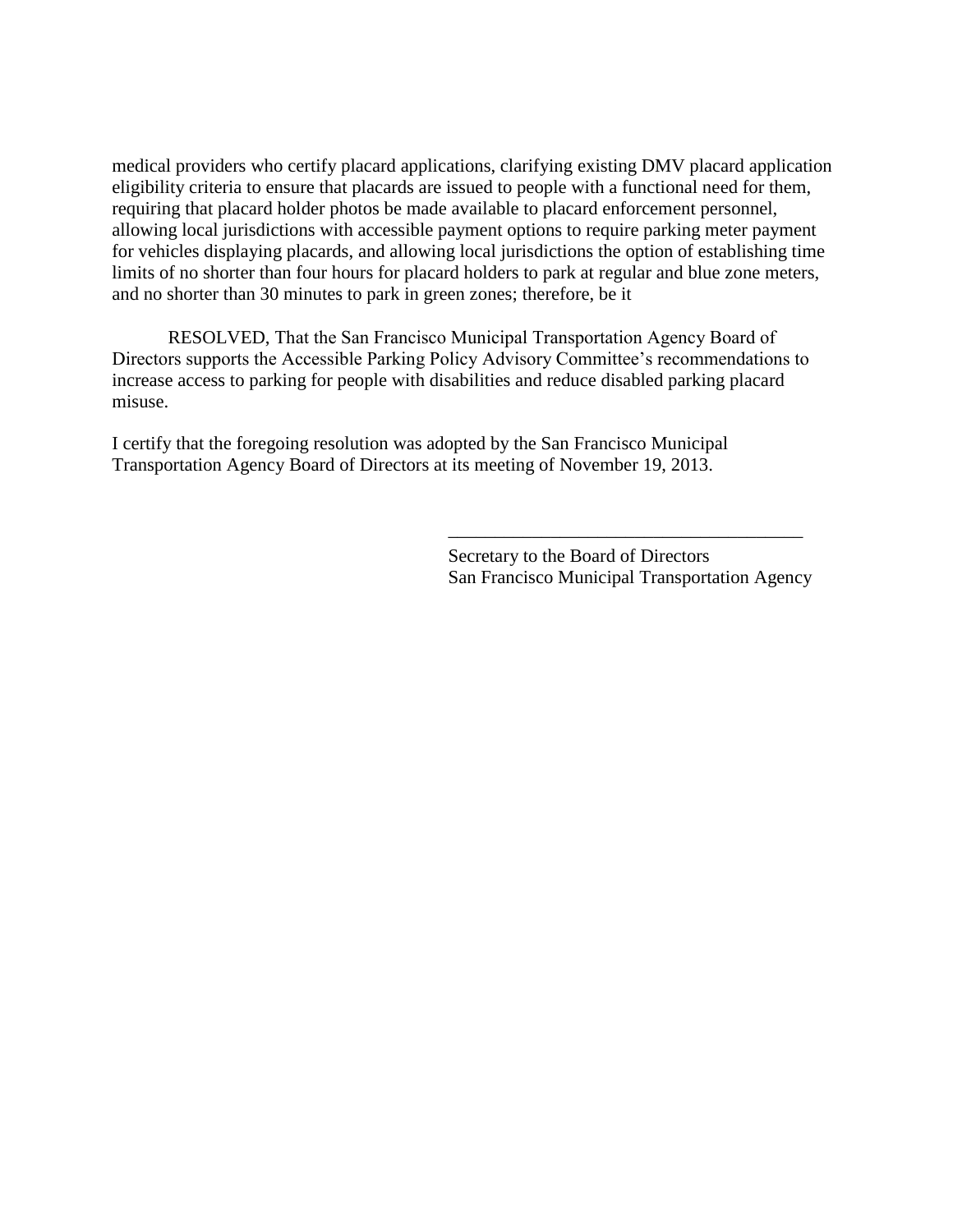medical providers who certify placard applications, clarifying existing DMV placard application eligibility criteria to ensure that placards are issued to people with a functional need for them, requiring that placard holder photos be made available to placard enforcement personnel, allowing local jurisdictions with accessible payment options to require parking meter payment for vehicles displaying placards, and allowing local jurisdictions the option of establishing time limits of no shorter than four hours for placard holders to park at regular and blue zone meters, and no shorter than 30 minutes to park in green zones; therefore, be it

RESOLVED, That the San Francisco Municipal Transportation Agency Board of Directors supports the Accessible Parking Policy Advisory Committee's recommendations to increase access to parking for people with disabilities and reduce disabled parking placard misuse.

I certify that the foregoing resolution was adopted by the San Francisco Municipal Transportation Agency Board of Directors at its meeting of November 19, 2013.

\_\_\_\_\_\_\_\_\_\_\_\_\_\_\_\_\_\_\_\_\_\_\_\_\_\_\_\_\_\_\_\_\_\_\_\_\_\_\_

Secretary to the Board of Directors
San Francisco Municipal Transportation Agency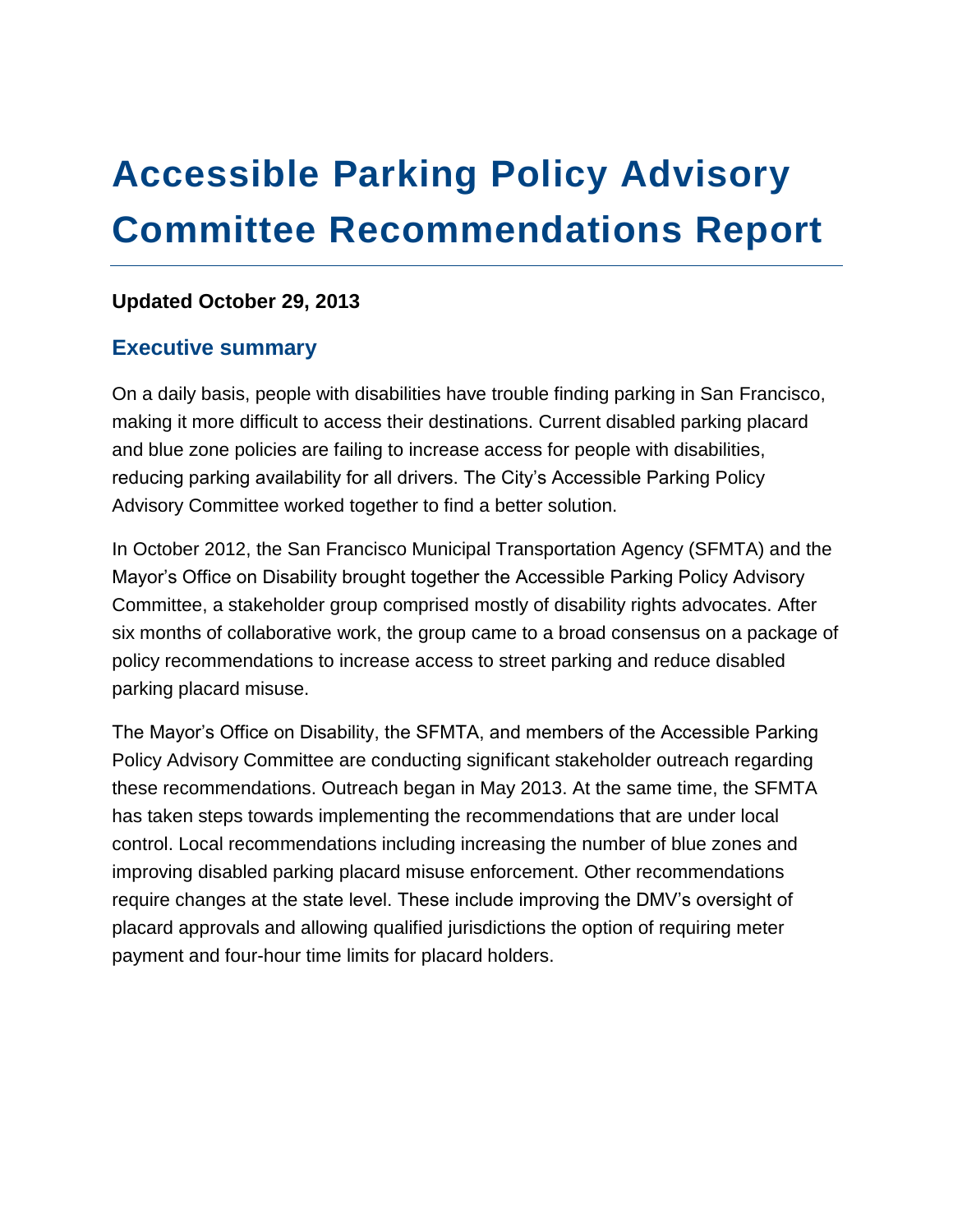# Accessible Parking Policy Advisory Committee Recommendations Report

**Updated October 29, 2013**

## Executive summary

On a daily basis, people with disabilities have trouble finding parking in San Francisco, making it more difficult to access their destinations. Current disabled parking placard and blue zone policies are failing to increase access for people with disabilities, reducing parking availability for all drivers. The City's Accessible Parking Policy Advisory Committee worked together to find a better solution.

In October 2012, the San Francisco Municipal Transportation Agency (SFMTA) and the Mayor's Office on Disability brought together the Accessible Parking Policy Advisory Committee, a stakeholder group comprised mostly of disability rights advocates. After six months of collaborative work, the group came to a broad consensus on a package of policy recommendations to increase access to street parking and reduce disabled parking placard misuse.

The Mayor's Office on Disability, the SFMTA, and members of the Accessible Parking Policy Advisory Committee are conducting significant stakeholder outreach regarding these recommendations. Outreach began in May 2013. At the same time, the SFMTA has taken steps towards implementing the recommendations that are under local control. Local recommendations including increasing the number of blue zones and improving disabled parking placard misuse enforcement. Other recommendations require changes at the state level. These include improving the DMV's oversight of placard approvals and allowing qualified jurisdictions the option of requiring meter payment and four-hour time limits for placard holders.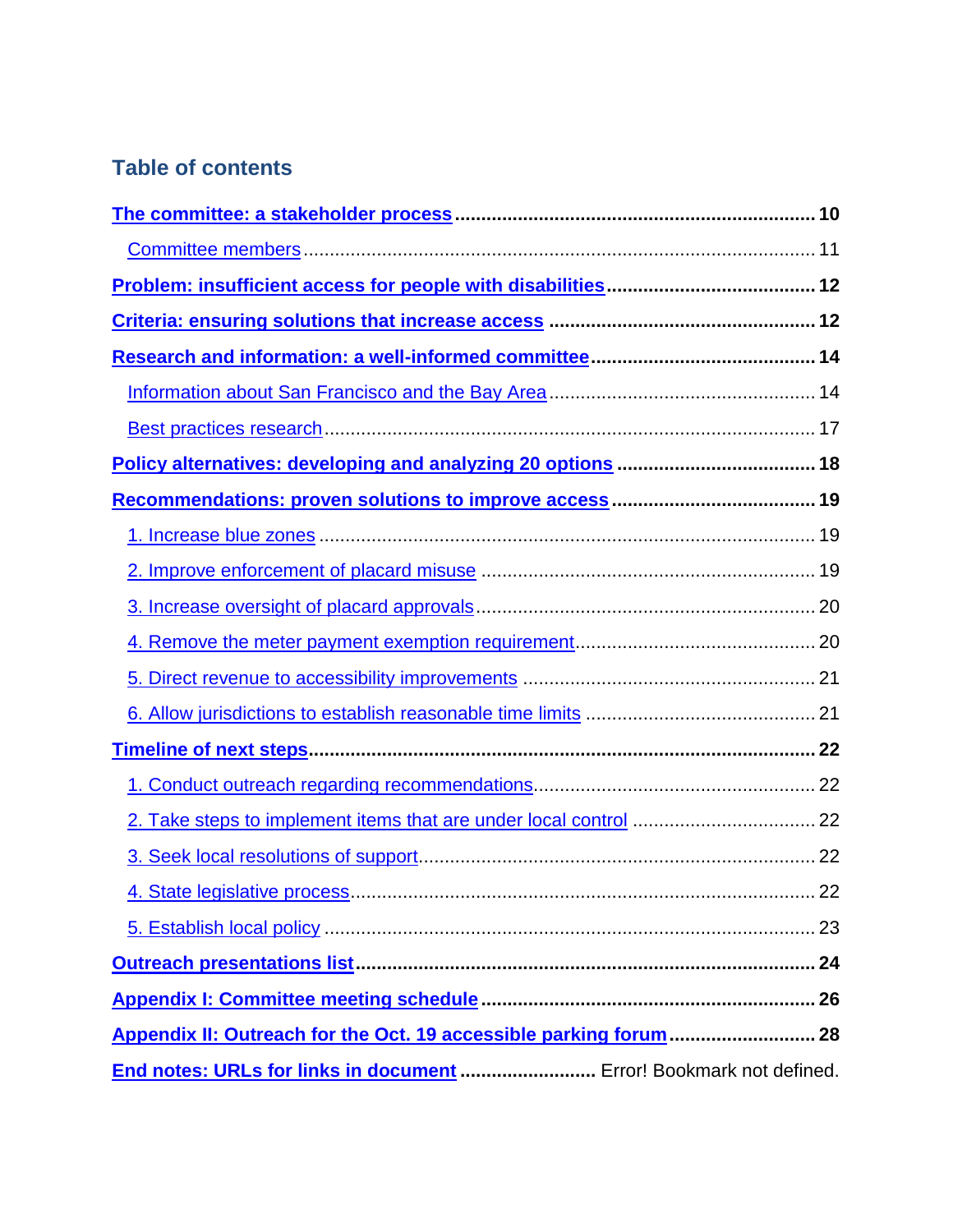## Table of contents

**The committee: a stakeholder process** .................... **10**

Committee members .................... 11

**Problem: insufficient access for people with disabilities** .................... **12**

**Criteria: ensuring solutions that increase access** .................... **12**

**Research and information: a well-informed committee** .................... **14**

Information about San Francisco and the Bay Area .................... 14

Best practices research .................... 17

**Policy alternatives: developing and analyzing 20 options** .................... **18**

**Recommendations: proven solutions to improve access** .................... **19**

1. Increase blue zones .................... 19

2. Improve enforcement of placard misuse .................... 19

3. Increase oversight of placard approvals .................... 20

4. Remove the meter payment exemption requirement .................... 20

5. Direct revenue to accessibility improvements .................... 21

6. Allow jurisdictions to establish reasonable time limits .................... 21

**Timeline of next steps** .................... **22**

1. Conduct outreach regarding recommendations .................... 22

2. Take steps to implement items that are under local control .................... 22

3. Seek local resolutions of support .................... 22

4. State legislative process .................... 22

5. Establish local policy .................... 23

**Outreach presentations list** .................... **24**

**Appendix I: Committee meeting schedule** .................... **26**

**Appendix II: Outreach for the Oct. 19 accessible parking forum** .................... **28**

**End notes: URLs for links in document** .................... Error! Bookmark not defined.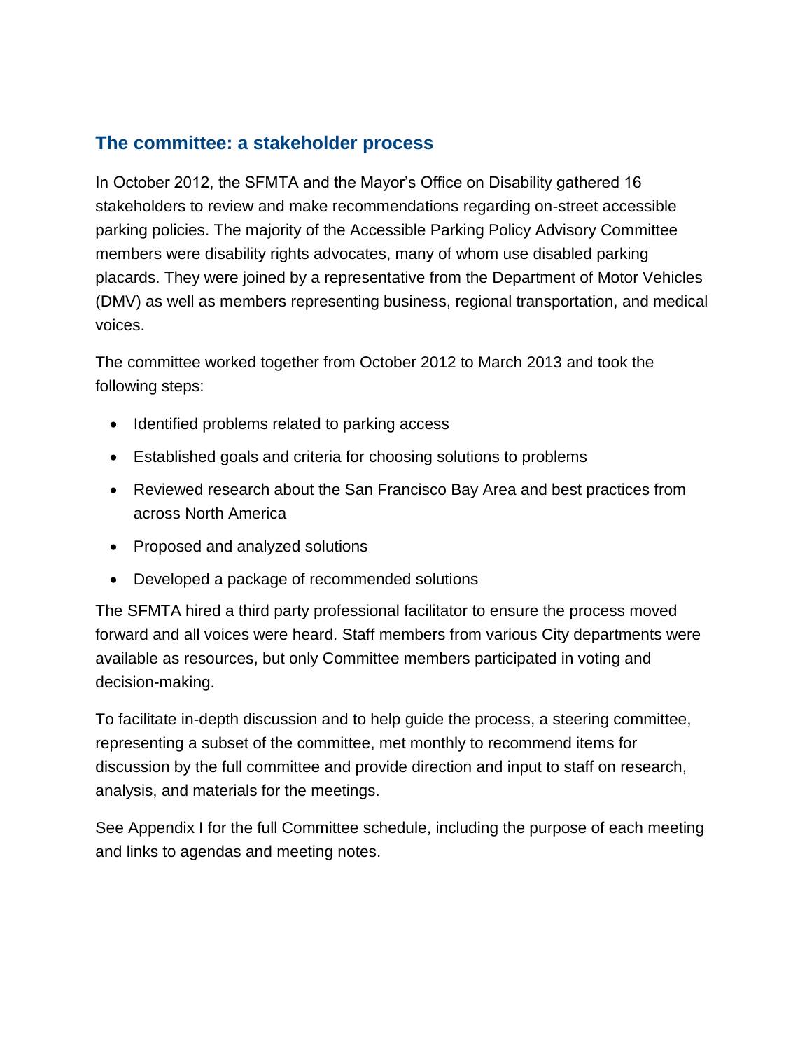## The committee: a stakeholder process

In October 2012, the SFMTA and the Mayor's Office on Disability gathered 16 stakeholders to review and make recommendations regarding on-street accessible parking policies. The majority of the Accessible Parking Policy Advisory Committee members were disability rights advocates, many of whom use disabled parking placards. They were joined by a representative from the Department of Motor Vehicles (DMV) as well as members representing business, regional transportation, and medical voices.

The committee worked together from October 2012 to March 2013 and took the following steps:

- Identified problems related to parking access
- Established goals and criteria for choosing solutions to problems
- Reviewed research about the San Francisco Bay Area and best practices from across North America
- Proposed and analyzed solutions
- Developed a package of recommended solutions

The SFMTA hired a third party professional facilitator to ensure the process moved forward and all voices were heard. Staff members from various City departments were available as resources, but only Committee members participated in voting and decision-making.

To facilitate in-depth discussion and to help guide the process, a steering committee, representing a subset of the committee, met monthly to recommend items for discussion by the full committee and provide direction and input to staff on research, analysis, and materials for the meetings.

See Appendix I for the full Committee schedule, including the purpose of each meeting and links to agendas and meeting notes.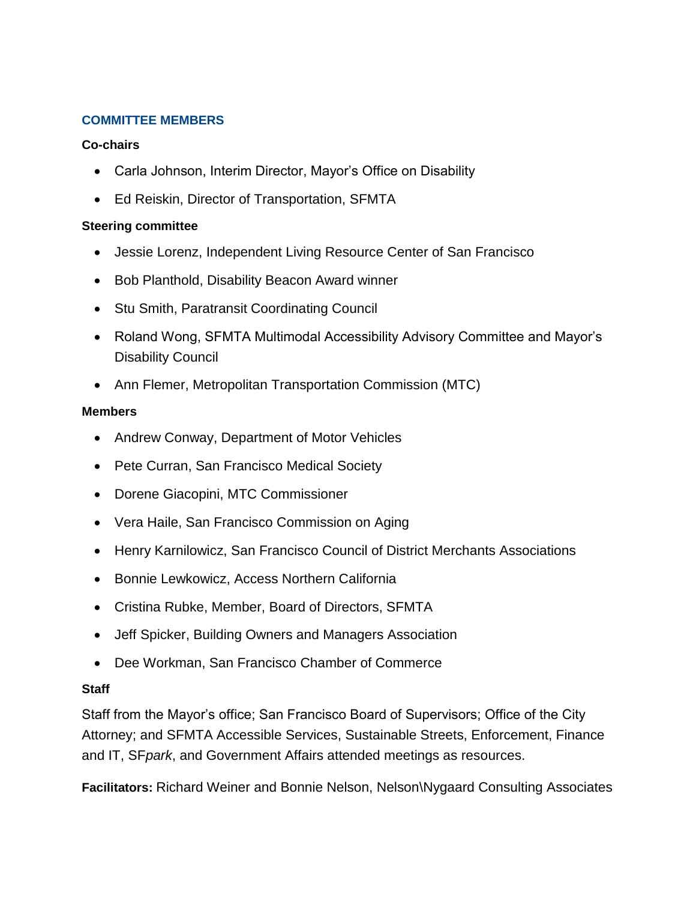## COMMITTEE MEMBERS

**Co-chairs**

- Carla Johnson, Interim Director, Mayor's Office on Disability
- Ed Reiskin, Director of Transportation, SFMTA

**Steering committee**

- Jessie Lorenz, Independent Living Resource Center of San Francisco
- Bob Planthold, Disability Beacon Award winner
- Stu Smith, Paratransit Coordinating Council
- Roland Wong, SFMTA Multimodal Accessibility Advisory Committee and Mayor's Disability Council
- Ann Flemer, Metropolitan Transportation Commission (MTC)

**Members**

- Andrew Conway, Department of Motor Vehicles
- Pete Curran, San Francisco Medical Society
- Dorene Giacopini, MTC Commissioner
- Vera Haile, San Francisco Commission on Aging
- Henry Karnilowicz, San Francisco Council of District Merchants Associations
- Bonnie Lewkowicz, Access Northern California
- Cristina Rubke, Member, Board of Directors, SFMTA
- Jeff Spicker, Building Owners and Managers Association
- Dee Workman, San Francisco Chamber of Commerce

**Staff**

Staff from the Mayor's office; San Francisco Board of Supervisors; Office of the City Attorney; and SFMTA Accessible Services, Sustainable Streets, Enforcement, Finance and IT, SF*park*, and Government Affairs attended meetings as resources.

**Facilitators:** Richard Weiner and Bonnie Nelson, Nelson\Nygaard Consulting Associates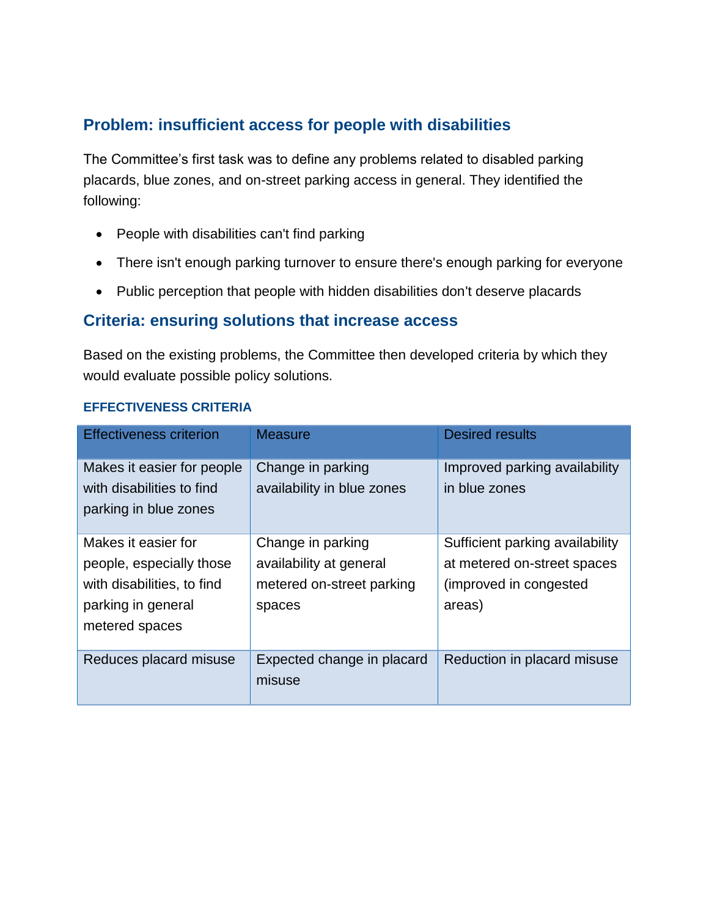## Problem: insufficient access for people with disabilities

The Committee's first task was to define any problems related to disabled parking placards, blue zones, and on-street parking access in general. They identified the following:

- People with disabilities can't find parking
- There isn't enough parking turnover to ensure there's enough parking for everyone
- Public perception that people with hidden disabilities don't deserve placards

## Criteria: ensuring solutions that increase access

Based on the existing problems, the Committee then developed criteria by which they would evaluate possible policy solutions.

### EFFECTIVENESS CRITERIA

| Effectiveness criterion | Measure | Desired results |
| --- | --- | --- |
| Makes it easier for people with disabilities to find parking in blue zones | Change in parking availability in blue zones | Improved parking availability in blue zones |
| Makes it easier for people, especially those with disabilities, to find parking in general metered spaces | Change in parking availability at general metered on-street parking spaces | Sufficient parking availability at metered on-street spaces (improved in congested areas) |
| Reduces placard misuse | Expected change in placard misuse | Reduction in placard misuse |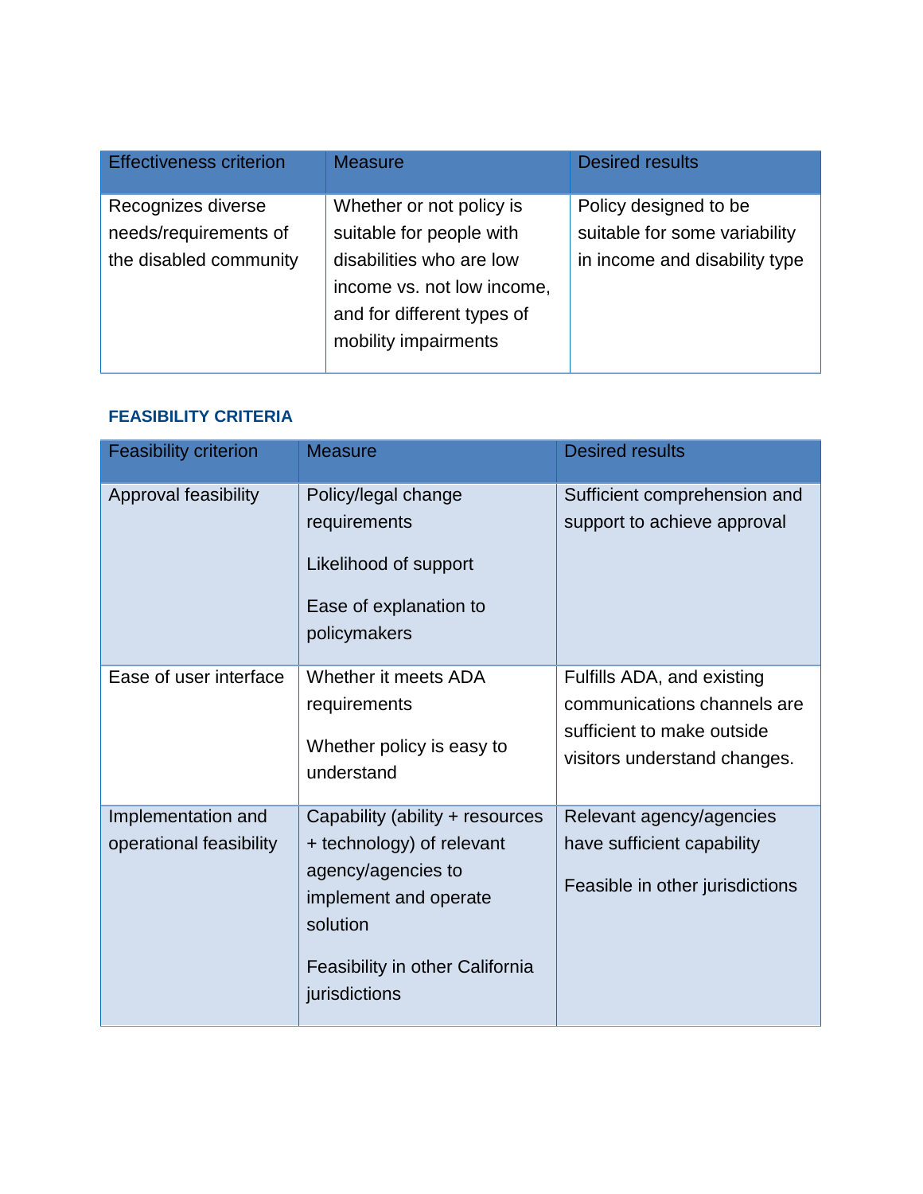| Effectiveness criterion | Measure | Desired results |
| --- | --- | --- |
| Recognizes diverse needs/requirements of the disabled community | Whether or not policy is suitable for people with disabilities who are low income vs. not low income, and for different types of mobility impairments | Policy designed to be suitable for some variability in income and disability type |

### FEASIBILITY CRITERIA

| Feasibility criterion | Measure | Desired results |
| --- | --- | --- |
| Approval feasibility | Policy/legal change requirements<br><br>Likelihood of support<br><br>Ease of explanation to policymakers | Sufficient comprehension and support to achieve approval |
| Ease of user interface | Whether it meets ADA requirements<br><br>Whether policy is easy to understand | Fulfills ADA, and existing communications channels are sufficient to make outside visitors understand changes. |
| Implementation and operational feasibility | Capability (ability + resources + technology) of relevant agency/agencies to implement and operate solution<br><br>Feasibility in other California jurisdictions | Relevant agency/agencies have sufficient capability<br><br>Feasible in other jurisdictions |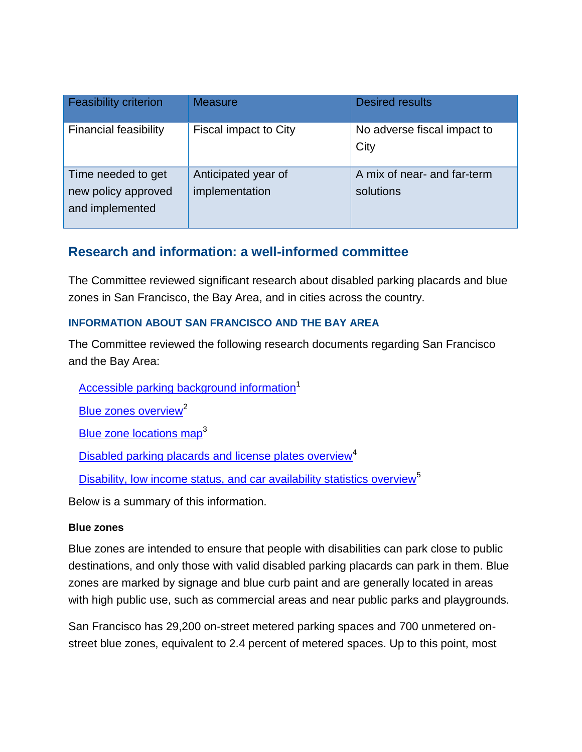| Feasibility criterion | Measure | Desired results |
|---|---|---|
| Financial feasibility | Fiscal impact to City | No adverse fiscal impact to City |
| Time needed to get new policy approved and implemented | Anticipated year of implementation | A mix of near- and far-term solutions |

## Research and information: a well-informed committee

The Committee reviewed significant research about disabled parking placards and blue zones in San Francisco, the Bay Area, and in cities across the country.

### INFORMATION ABOUT SAN FRANCISCO AND THE BAY AREA

The Committee reviewed the following research documents regarding San Francisco and the Bay Area:

- Accessible parking background information[1]
- Blue zones overview[2]
- Blue zone locations map[3]
- Disabled parking placards and license plates overview[4]
- Disability, low income status, and car availability statistics overview[5]

Below is a summary of this information.

#### Blue zones

Blue zones are intended to ensure that people with disabilities can park close to public destinations, and only those with valid disabled parking placards can park in them. Blue zones are marked by signage and blue curb paint and are generally located in areas with high public use, such as commercial areas and near public parks and playgrounds.

San Francisco has 29,200 on-street metered parking spaces and 700 unmetered on-street blue zones, equivalent to 2.4 percent of metered spaces. Up to this point, most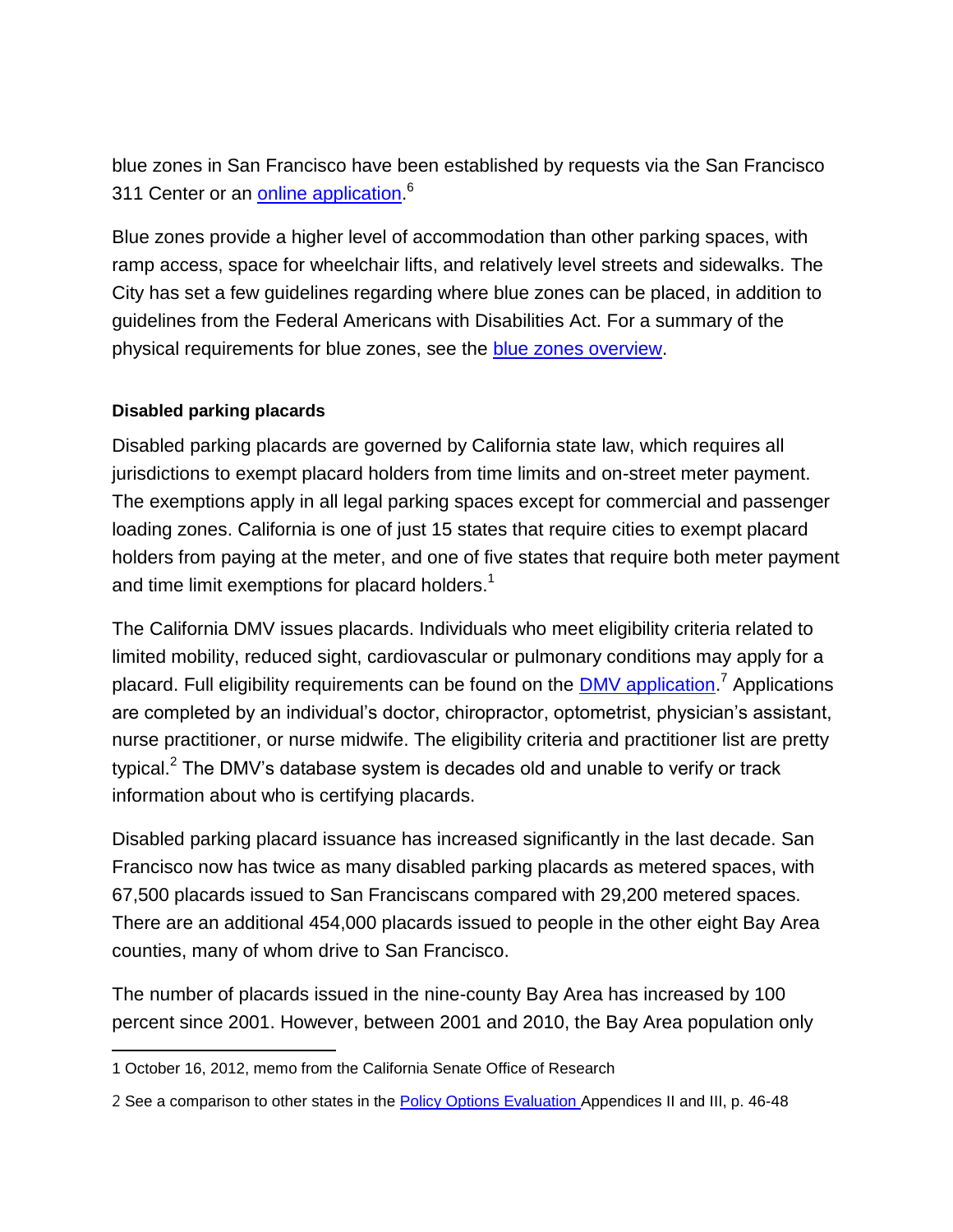blue zones in San Francisco have been established by requests via the San Francisco 311 Center or an online application.[6]

Blue zones provide a higher level of accommodation than other parking spaces, with ramp access, space for wheelchair lifts, and relatively level streets and sidewalks. The City has set a few guidelines regarding where blue zones can be placed, in addition to guidelines from the Federal Americans with Disabilities Act. For a summary of the physical requirements for blue zones, see the blue zones overview.

**Disabled parking placards**

Disabled parking placards are governed by California state law, which requires all jurisdictions to exempt placard holders from time limits and on-street meter payment. The exemptions apply in all legal parking spaces except for commercial and passenger loading zones. California is one of just 15 states that require cities to exempt placard holders from paying at the meter, and one of five states that require both meter payment and time limit exemptions for placard holders.[1]

The California DMV issues placards. Individuals who meet eligibility criteria related to limited mobility, reduced sight, cardiovascular or pulmonary conditions may apply for a placard. Full eligibility requirements can be found on the DMV application.[7] Applications are completed by an individual's doctor, chiropractor, optometrist, physician's assistant, nurse practitioner, or nurse midwife. The eligibility criteria and practitioner list are pretty typical.[2] The DMV's database system is decades old and unable to verify or track information about who is certifying placards.

Disabled parking placard issuance has increased significantly in the last decade. San Francisco now has twice as many disabled parking placards as metered spaces, with 67,500 placards issued to San Franciscans compared with 29,200 metered spaces. There are an additional 454,000 placards issued to people in the other eight Bay Area counties, many of whom drive to San Francisco.

The number of placards issued in the nine-county Bay Area has increased by 100 percent since 2001. However, between 2001 and 2010, the Bay Area population only

---

1 October 16, 2012, memo from the California Senate Office of Research

2 See a comparison to other states in the Policy Options Evaluation Appendices II and III, p. 46-48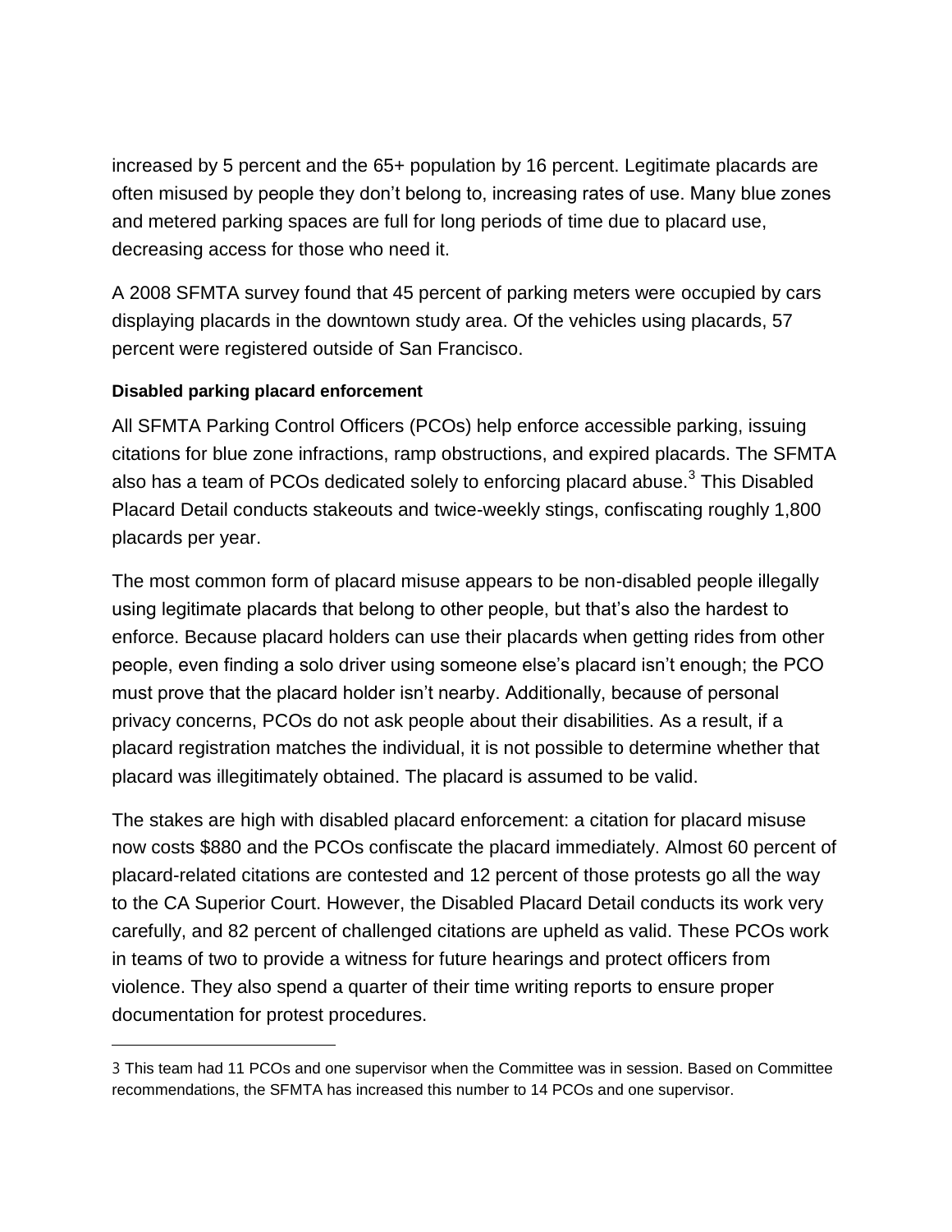increased by 5 percent and the 65+ population by 16 percent. Legitimate placards are often misused by people they don't belong to, increasing rates of use. Many blue zones and metered parking spaces are full for long periods of time due to placard use, decreasing access for those who need it.

A 2008 SFMTA survey found that 45 percent of parking meters were occupied by cars displaying placards in the downtown study area. Of the vehicles using placards, 57 percent were registered outside of San Francisco.

**Disabled parking placard enforcement**

All SFMTA Parking Control Officers (PCOs) help enforce accessible parking, issuing citations for blue zone infractions, ramp obstructions, and expired placards. The SFMTA also has a team of PCOs dedicated solely to enforcing placard abuse.[3] This Disabled Placard Detail conducts stakeouts and twice-weekly stings, confiscating roughly 1,800 placards per year.

The most common form of placard misuse appears to be non-disabled people illegally using legitimate placards that belong to other people, but that's also the hardest to enforce. Because placard holders can use their placards when getting rides from other people, even finding a solo driver using someone else's placard isn't enough; the PCO must prove that the placard holder isn't nearby. Additionally, because of personal privacy concerns, PCOs do not ask people about their disabilities. As a result, if a placard registration matches the individual, it is not possible to determine whether that placard was illegitimately obtained. The placard is assumed to be valid.

The stakes are high with disabled placard enforcement: a citation for placard misuse now costs $880 and the PCOs confiscate the placard immediately. Almost 60 percent of placard-related citations are contested and 12 percent of those protests go all the way to the CA Superior Court. However, the Disabled Placard Detail conducts its work very carefully, and 82 percent of challenged citations are upheld as valid. These PCOs work in teams of two to provide a witness for future hearings and protect officers from violence. They also spend a quarter of their time writing reports to ensure proper documentation for protest procedures.

---

3 This team had 11 PCOs and one supervisor when the Committee was in session. Based on Committee recommendations, the SFMTA has increased this number to 14 PCOs and one supervisor.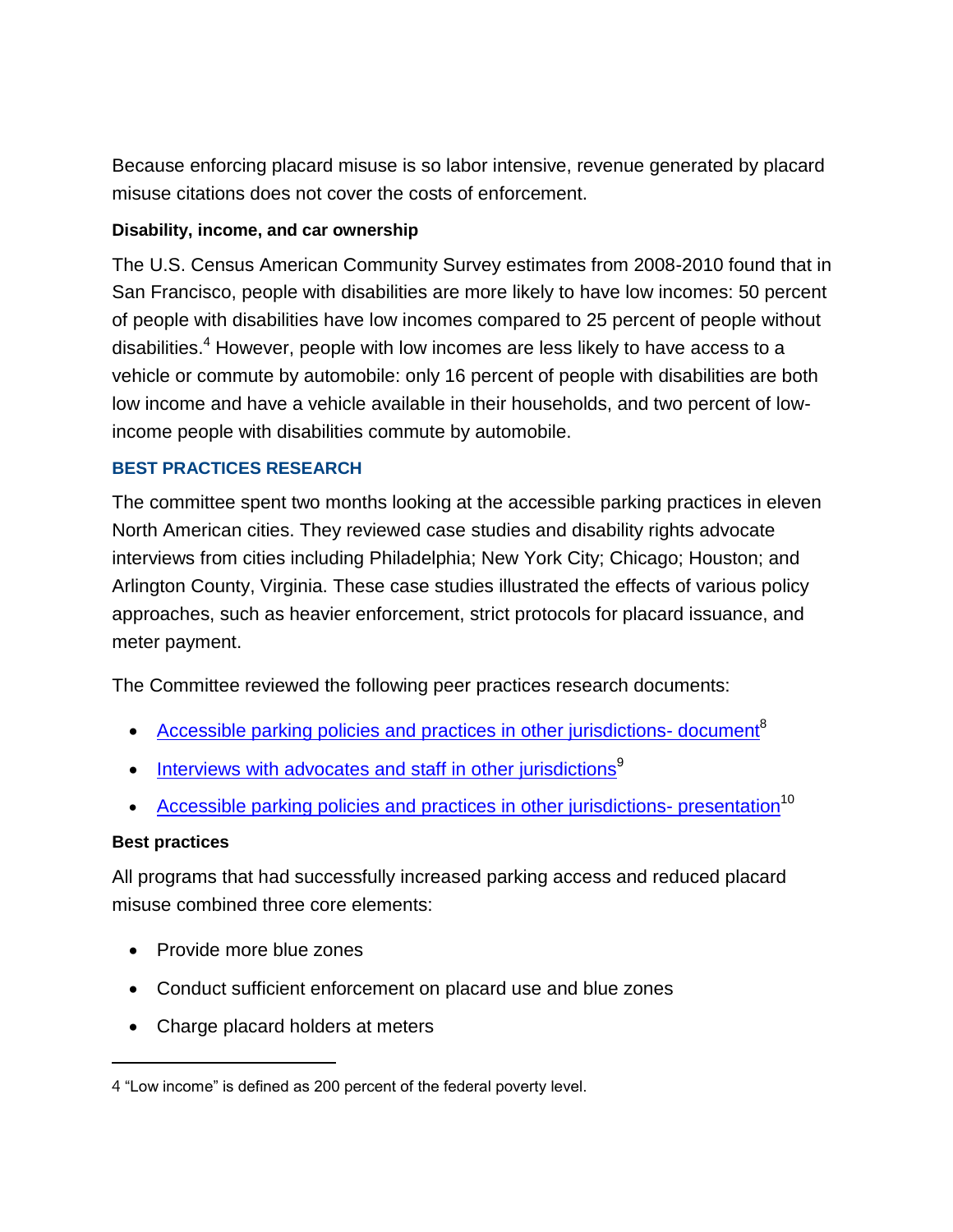Because enforcing placard misuse is so labor intensive, revenue generated by placard misuse citations does not cover the costs of enforcement.

**Disability, income, and car ownership**

The U.S. Census American Community Survey estimates from 2008-2010 found that in San Francisco, people with disabilities are more likely to have low incomes: 50 percent of people with disabilities have low incomes compared to 25 percent of people without disabilities.[4] However, people with low incomes are less likely to have access to a vehicle or commute by automobile: only 16 percent of people with disabilities are both low income and have a vehicle available in their households, and two percent of low-income people with disabilities commute by automobile.

## BEST PRACTICES RESEARCH

The committee spent two months looking at the accessible parking practices in eleven North American cities. They reviewed case studies and disability rights advocate interviews from cities including Philadelphia; New York City; Chicago; Houston; and Arlington County, Virginia. These case studies illustrated the effects of various policy approaches, such as heavier enforcement, strict protocols for placard issuance, and meter payment.

The Committee reviewed the following peer practices research documents:

- Accessible parking policies and practices in other jurisdictions- document[8]
- Interviews with advocates and staff in other jurisdictions[9]
- Accessible parking policies and practices in other jurisdictions- presentation[10]

**Best practices**

All programs that had successfully increased parking access and reduced placard misuse combined three core elements:

- Provide more blue zones
- Conduct sufficient enforcement on placard use and blue zones
- Charge placard holders at meters

4 "Low income" is defined as 200 percent of the federal poverty level.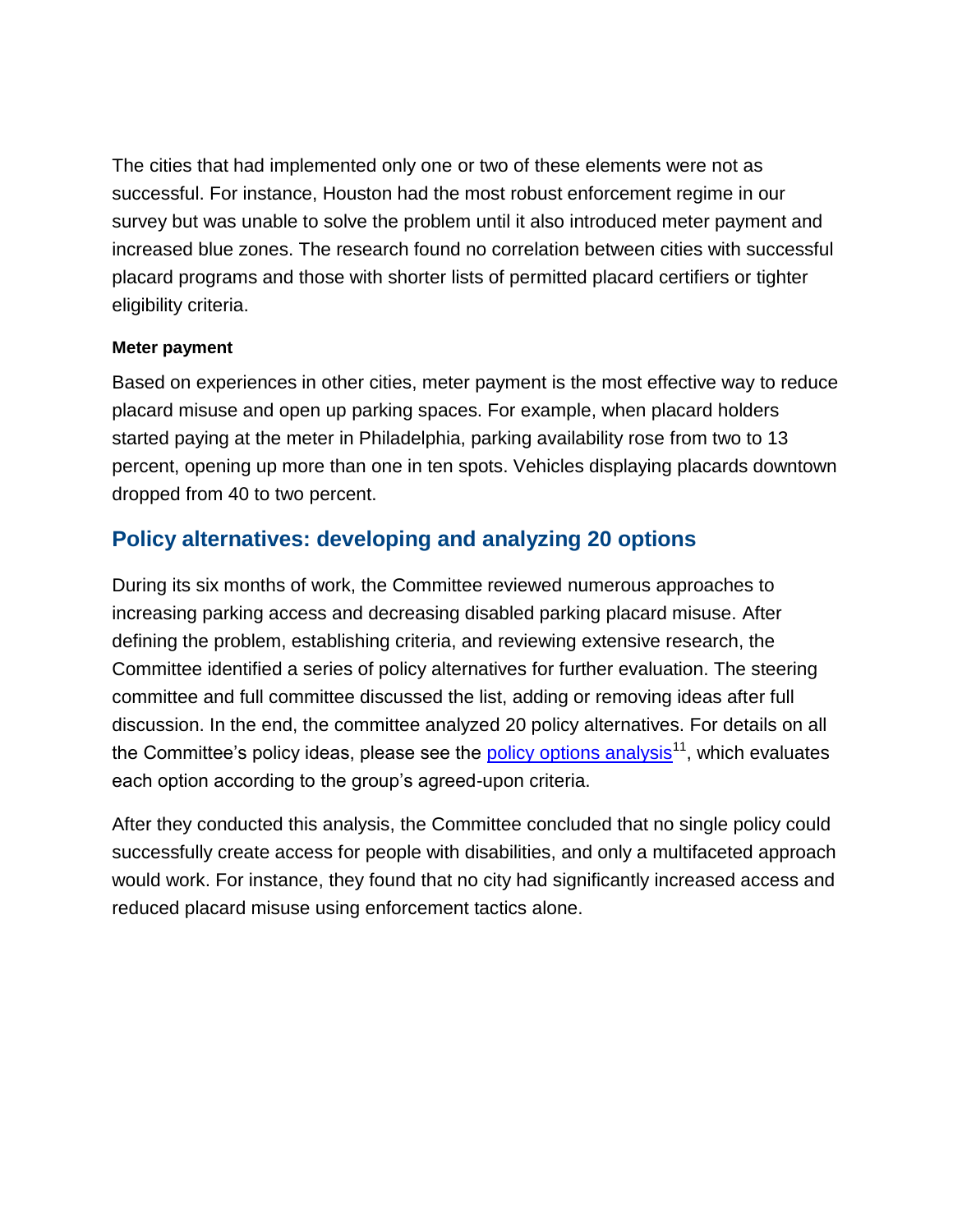The cities that had implemented only one or two of these elements were not as successful. For instance, Houston had the most robust enforcement regime in our survey but was unable to solve the problem until it also introduced meter payment and increased blue zones. The research found no correlation between cities with successful placard programs and those with shorter lists of permitted placard certifiers or tighter eligibility criteria.

#### Meter payment

Based on experiences in other cities, meter payment is the most effective way to reduce placard misuse and open up parking spaces. For example, when placard holders started paying at the meter in Philadelphia, parking availability rose from two to 13 percent, opening up more than one in ten spots. Vehicles displaying placards downtown dropped from 40 to two percent.

## Policy alternatives: developing and analyzing 20 options

During its six months of work, the Committee reviewed numerous approaches to increasing parking access and decreasing disabled parking placard misuse. After defining the problem, establishing criteria, and reviewing extensive research, the Committee identified a series of policy alternatives for further evaluation. The steering committee and full committee discussed the list, adding or removing ideas after full discussion. In the end, the committee analyzed 20 policy alternatives. For details on all the Committee's policy ideas, please see the policy options analysis[11], which evaluates each option according to the group's agreed-upon criteria.

After they conducted this analysis, the Committee concluded that no single policy could successfully create access for people with disabilities, and only a multifaceted approach would work. For instance, they found that no city had significantly increased access and reduced placard misuse using enforcement tactics alone.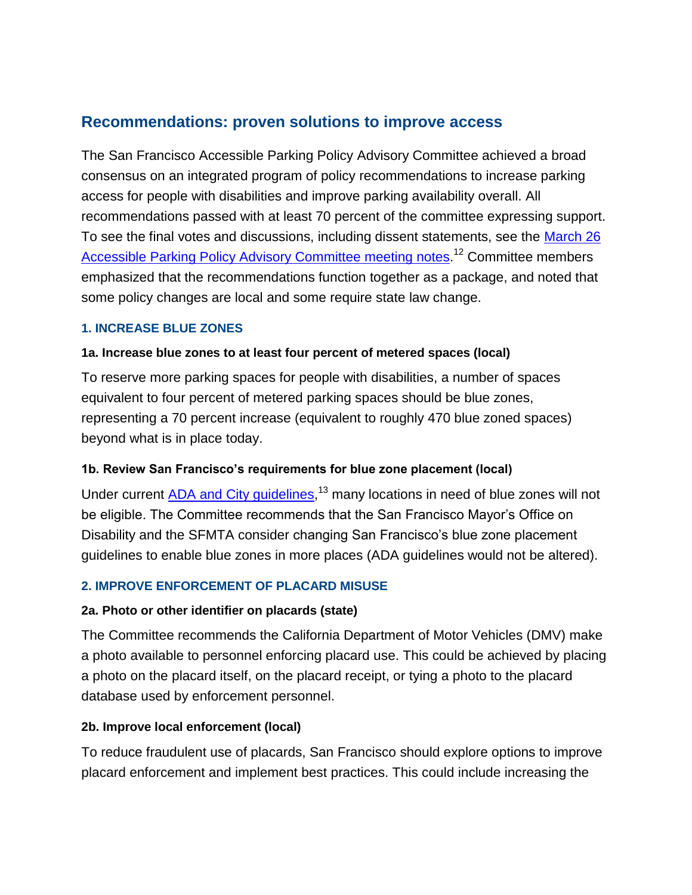## Recommendations: proven solutions to improve access

The San Francisco Accessible Parking Policy Advisory Committee achieved a broad consensus on an integrated program of policy recommendations to increase parking access for people with disabilities and improve parking availability overall. All recommendations passed with at least 70 percent of the committee expressing support. To see the final votes and discussions, including dissent statements, see the [March 26 Accessible Parking Policy Advisory Committee meeting notes](). [12] Committee members emphasized that the recommendations function together as a package, and noted that some policy changes are local and some require state law change.

### 1. INCREASE BLUE ZONES

#### 1a. Increase blue zones to at least four percent of metered spaces (local)

To reserve more parking spaces for people with disabilities, a number of spaces equivalent to four percent of metered parking spaces should be blue zones, representing a 70 percent increase (equivalent to roughly 470 blue zoned spaces) beyond what is in place today.

#### 1b. Review San Francisco's requirements for blue zone placement (local)

Under current [ADA and City guidelines](), [13] many locations in need of blue zones will not be eligible. The Committee recommends that the San Francisco Mayor's Office on Disability and the SFMTA consider changing San Francisco's blue zone placement guidelines to enable blue zones in more places (ADA guidelines would not be altered).

### 2. IMPROVE ENFORCEMENT OF PLACARD MISUSE

#### 2a. Photo or other identifier on placards (state)

The Committee recommends the California Department of Motor Vehicles (DMV) make a photo available to personnel enforcing placard use. This could be achieved by placing a photo on the placard itself, on the placard receipt, or tying a photo to the placard database used by enforcement personnel.

#### 2b. Improve local enforcement (local)

To reduce fraudulent use of placards, San Francisco should explore options to improve placard enforcement and implement best practices. This could include increasing the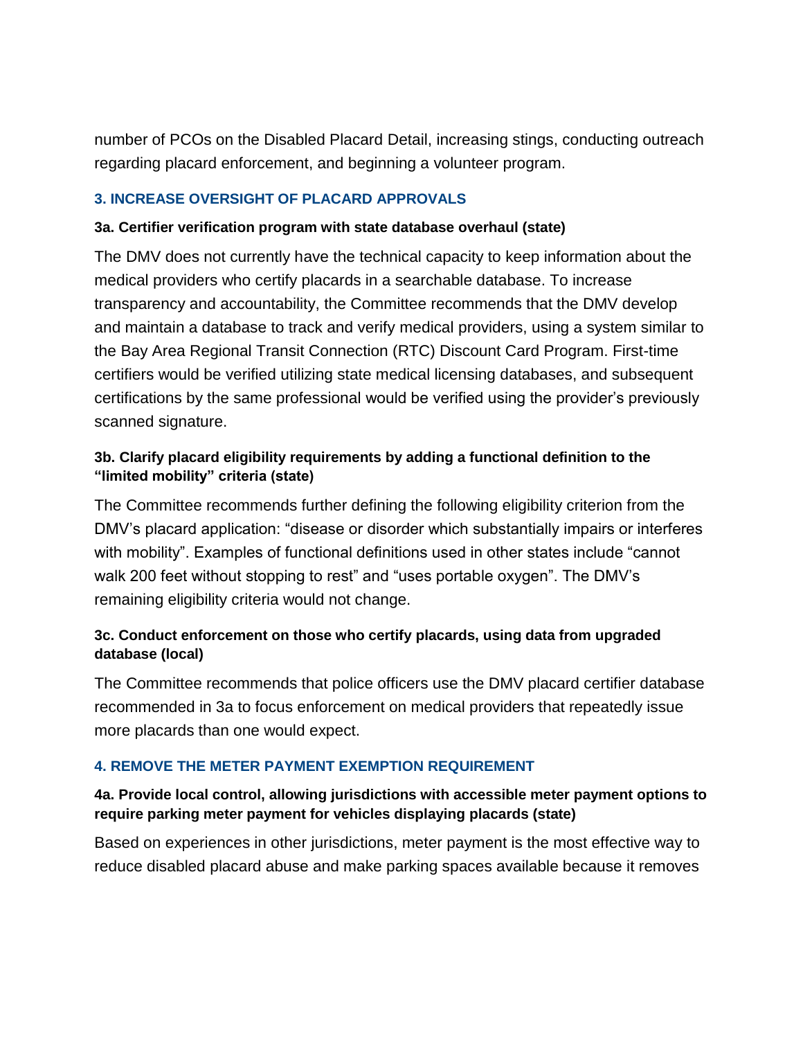number of PCOs on the Disabled Placard Detail, increasing stings, conducting outreach regarding placard enforcement, and beginning a volunteer program.

### 3. INCREASE OVERSIGHT OF PLACARD APPROVALS

#### 3a. Certifier verification program with state database overhaul (state)

The DMV does not currently have the technical capacity to keep information about the medical providers who certify placards in a searchable database. To increase transparency and accountability, the Committee recommends that the DMV develop and maintain a database to track and verify medical providers, using a system similar to the Bay Area Regional Transit Connection (RTC) Discount Card Program. First-time certifiers would be verified utilizing state medical licensing databases, and subsequent certifications by the same professional would be verified using the provider's previously scanned signature.

#### 3b. Clarify placard eligibility requirements by adding a functional definition to the "limited mobility" criteria (state)

The Committee recommends further defining the following eligibility criterion from the DMV's placard application: "disease or disorder which substantially impairs or interferes with mobility". Examples of functional definitions used in other states include "cannot walk 200 feet without stopping to rest" and "uses portable oxygen". The DMV's remaining eligibility criteria would not change.

#### 3c. Conduct enforcement on those who certify placards, using data from upgraded database (local)

The Committee recommends that police officers use the DMV placard certifier database recommended in 3a to focus enforcement on medical providers that repeatedly issue more placards than one would expect.

### 4. REMOVE THE METER PAYMENT EXEMPTION REQUIREMENT

#### 4a. Provide local control, allowing jurisdictions with accessible meter payment options to require parking meter payment for vehicles displaying placards (state)

Based on experiences in other jurisdictions, meter payment is the most effective way to reduce disabled placard abuse and make parking spaces available because it removes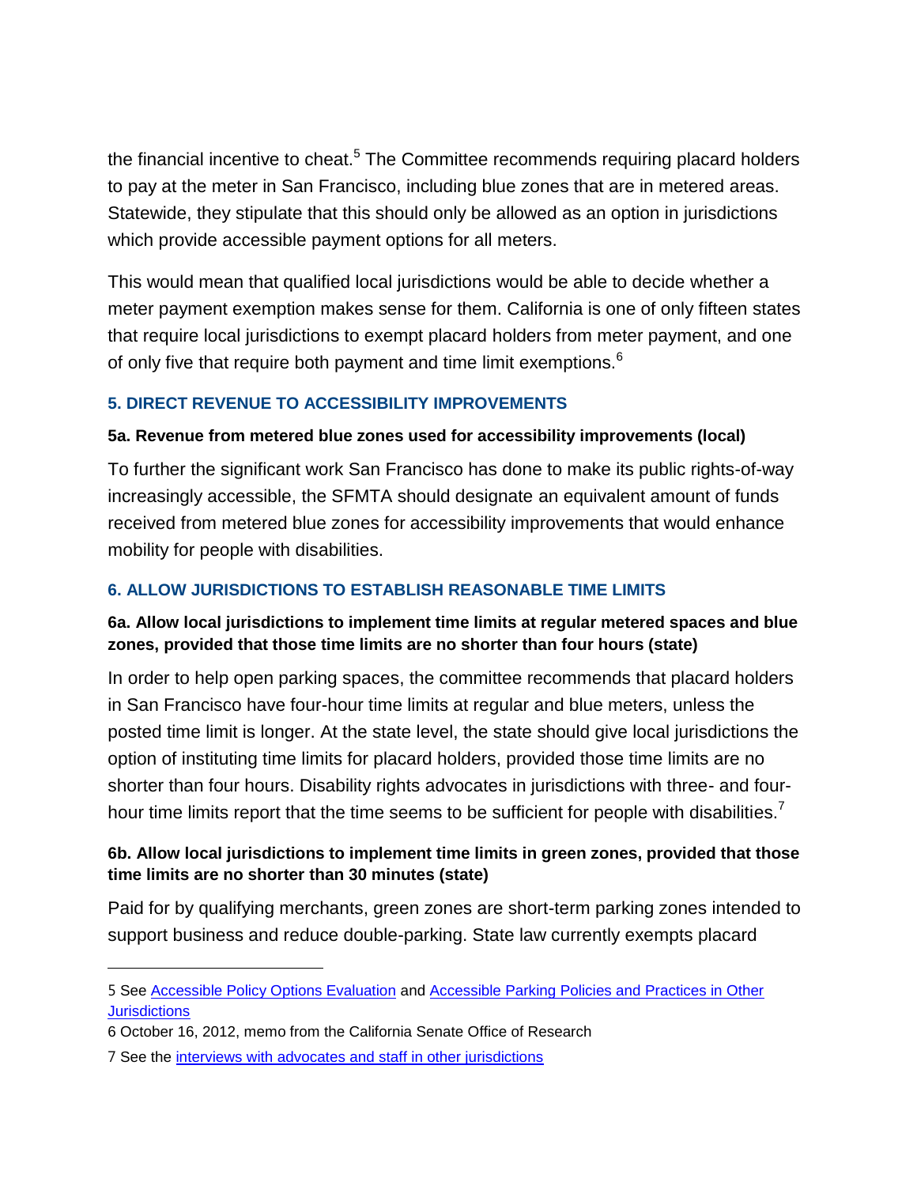the financial incentive to cheat.[5] The Committee recommends requiring placard holders to pay at the meter in San Francisco, including blue zones that are in metered areas. Statewide, they stipulate that this should only be allowed as an option in jurisdictions which provide accessible payment options for all meters.

This would mean that qualified local jurisdictions would be able to decide whether a meter payment exemption makes sense for them. California is one of only fifteen states that require local jurisdictions to exempt placard holders from meter payment, and one of only five that require both payment and time limit exemptions.[6]

### 5. DIRECT REVENUE TO ACCESSIBILITY IMPROVEMENTS

#### 5a. Revenue from metered blue zones used for accessibility improvements (local)

To further the significant work San Francisco has done to make its public rights-of-way increasingly accessible, the SFMTA should designate an equivalent amount of funds received from metered blue zones for accessibility improvements that would enhance mobility for people with disabilities.

### 6. ALLOW JURISDICTIONS TO ESTABLISH REASONABLE TIME LIMITS

#### 6a. Allow local jurisdictions to implement time limits at regular metered spaces and blue zones, provided that those time limits are no shorter than four hours (state)

In order to help open parking spaces, the committee recommends that placard holders in San Francisco have four-hour time limits at regular and blue meters, unless the posted time limit is longer. At the state level, the state should give local jurisdictions the option of instituting time limits for placard holders, provided those time limits are no shorter than four hours. Disability rights advocates in jurisdictions with three- and four-hour time limits report that the time seems to be sufficient for people with disabilities.[7]

#### 6b. Allow local jurisdictions to implement time limits in green zones, provided that those time limits are no shorter than 30 minutes (state)

Paid for by qualifying merchants, green zones are short-term parking zones intended to support business and reduce double-parking. State law currently exempts placard

---

5 See Accessible Policy Options Evaluation and Accessible Parking Policies and Practices in Other Jurisdictions

6 October 16, 2012, memo from the California Senate Office of Research

7 See the interviews with advocates and staff in other jurisdictions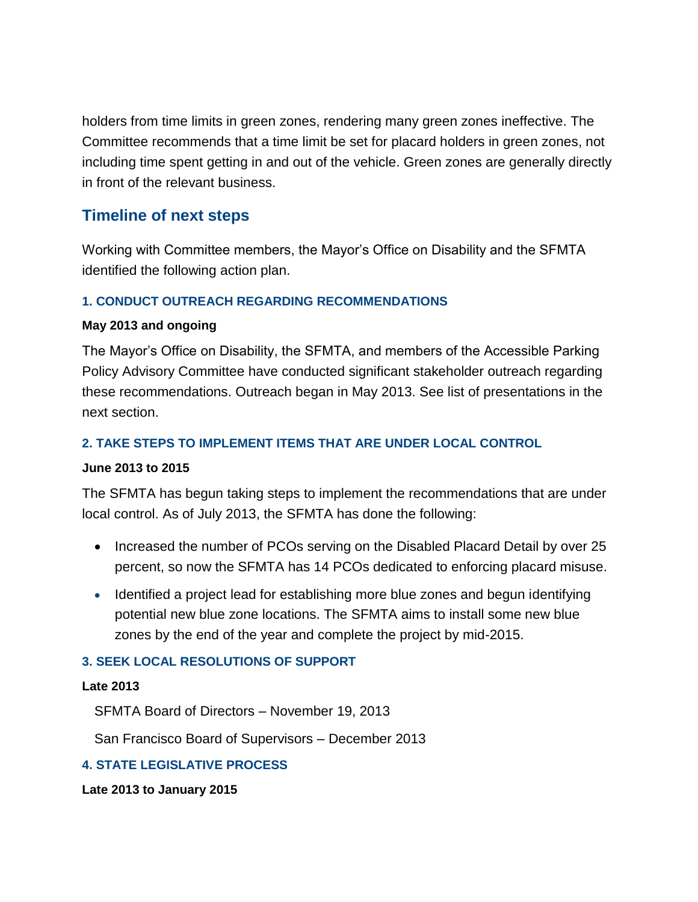holders from time limits in green zones, rendering many green zones ineffective. The Committee recommends that a time limit be set for placard holders in green zones, not including time spent getting in and out of the vehicle. Green zones are generally directly in front of the relevant business.

## Timeline of next steps

Working with Committee members, the Mayor's Office on Disability and the SFMTA identified the following action plan.

### 1. CONDUCT OUTREACH REGARDING RECOMMENDATIONS

**May 2013 and ongoing**

The Mayor's Office on Disability, the SFMTA, and members of the Accessible Parking Policy Advisory Committee have conducted significant stakeholder outreach regarding these recommendations. Outreach began in May 2013. See list of presentations in the next section.

### 2. TAKE STEPS TO IMPLEMENT ITEMS THAT ARE UNDER LOCAL CONTROL

**June 2013 to 2015**

The SFMTA has begun taking steps to implement the recommendations that are under local control. As of July 2013, the SFMTA has done the following:

- Increased the number of PCOs serving on the Disabled Placard Detail by over 25 percent, so now the SFMTA has 14 PCOs dedicated to enforcing placard misuse.
- Identified a project lead for establishing more blue zones and begun identifying potential new blue zone locations. The SFMTA aims to install some new blue zones by the end of the year and complete the project by mid-2015.

### 3. SEEK LOCAL RESOLUTIONS OF SUPPORT

**Late 2013**

SFMTA Board of Directors – November 19, 2013

San Francisco Board of Supervisors – December 2013

### 4. STATE LEGISLATIVE PROCESS

**Late 2013 to January 2015**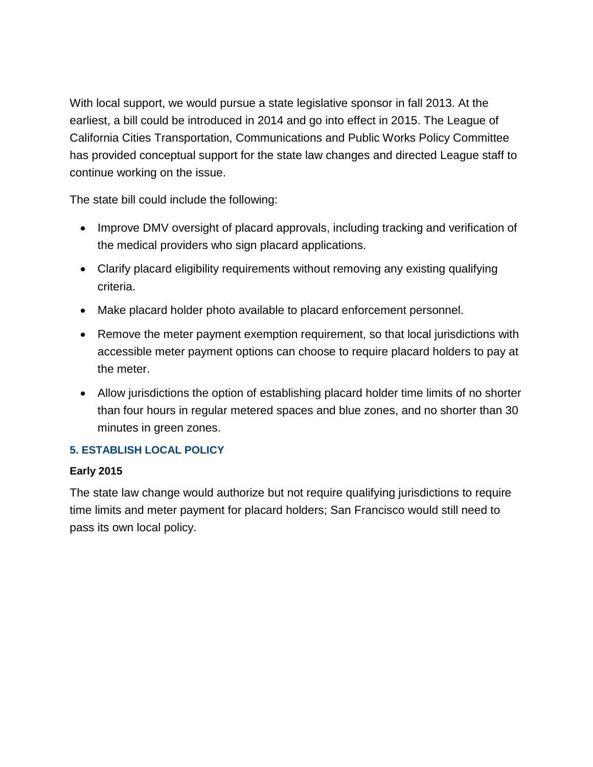With local support, we would pursue a state legislative sponsor in fall 2013. At the earliest, a bill could be introduced in 2014 and go into effect in 2015. The League of California Cities Transportation, Communications and Public Works Policy Committee has provided conceptual support for the state law changes and directed League staff to continue working on the issue.

The state bill could include the following:

- Improve DMV oversight of placard approvals, including tracking and verification of the medical providers who sign placard applications.
- Clarify placard eligibility requirements without removing any existing qualifying criteria.
- Make placard holder photo available to placard enforcement personnel.
- Remove the meter payment exemption requirement, so that local jurisdictions with accessible meter payment options can choose to require placard holders to pay at the meter.
- Allow jurisdictions the option of establishing placard holder time limits of no shorter than four hours in regular metered spaces and blue zones, and no shorter than 30 minutes in green zones.

### 5. ESTABLISH LOCAL POLICY

**Early 2015**

The state law change would authorize but not require qualifying jurisdictions to require time limits and meter payment for placard holders; San Francisco would still need to pass its own local policy.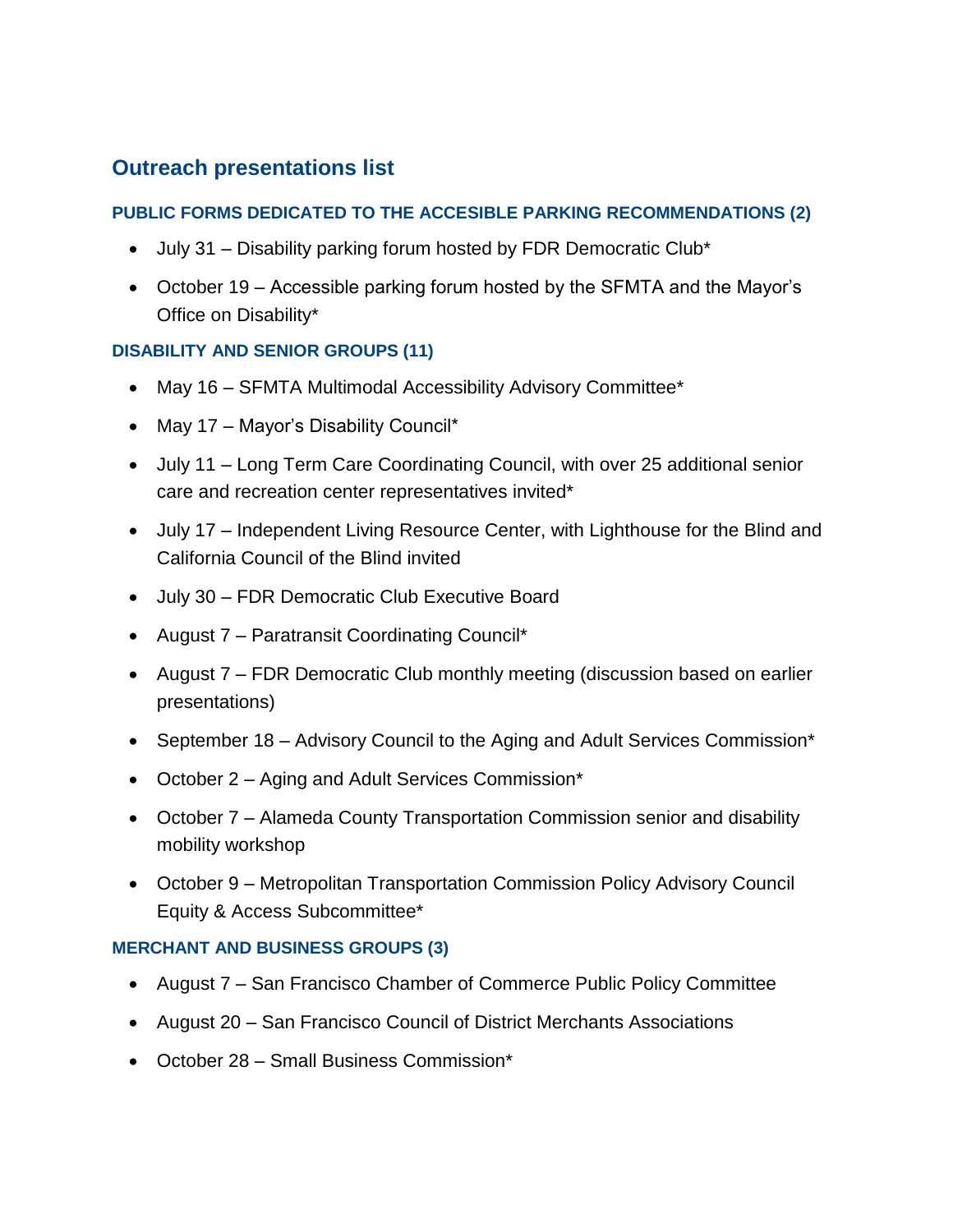## Outreach presentations list

### PUBLIC FORMS DEDICATED TO THE ACCESIBLE PARKING RECOMMENDATIONS (2)

- July 31 – Disability parking forum hosted by FDR Democratic Club*
- October 19 – Accessible parking forum hosted by the SFMTA and the Mayor's Office on Disability*

### DISABILITY AND SENIOR GROUPS (11)

- May 16 – SFMTA Multimodal Accessibility Advisory Committee*
- May 17 – Mayor's Disability Council*
- July 11 – Long Term Care Coordinating Council, with over 25 additional senior care and recreation center representatives invited*
- July 17 – Independent Living Resource Center, with Lighthouse for the Blind and California Council of the Blind invited
- July 30 – FDR Democratic Club Executive Board
- August 7 – Paratransit Coordinating Council*
- August 7 – FDR Democratic Club monthly meeting (discussion based on earlier presentations)
- September 18 – Advisory Council to the Aging and Adult Services Commission*
- October 2 – Aging and Adult Services Commission*
- October 7 – Alameda County Transportation Commission senior and disability mobility workshop
- October 9 – Metropolitan Transportation Commission Policy Advisory Council Equity & Access Subcommittee*

### MERCHANT AND BUSINESS GROUPS (3)

- August 7 – San Francisco Chamber of Commerce Public Policy Committee
- August 20 – San Francisco Council of District Merchants Associations
- October 28 – Small Business Commission*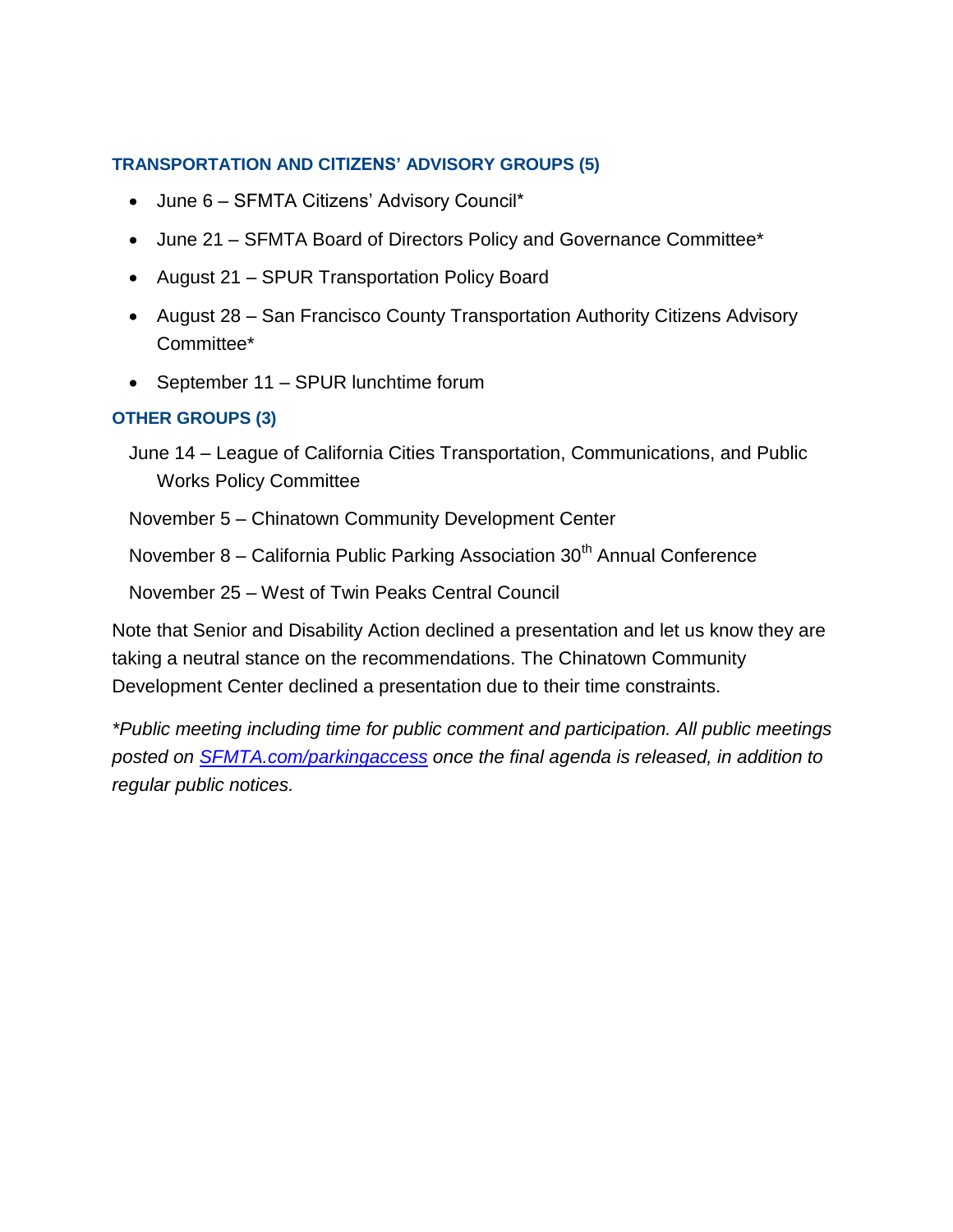### TRANSPORTATION AND CITIZENS' ADVISORY GROUPS (5)

- June 6 – SFMTA Citizens' Advisory Council*
- June 21 – SFMTA Board of Directors Policy and Governance Committee*
- August 21 – SPUR Transportation Policy Board
- August 28 – San Francisco County Transportation Authority Citizens Advisory Committee*
- September 11 – SPUR lunchtime forum

### OTHER GROUPS (3)

June 14 – League of California Cities Transportation, Communications, and Public Works Policy Committee

November 5 – Chinatown Community Development Center

November 8 – California Public Parking Association 30th Annual Conference

November 25 – West of Twin Peaks Central Council

Note that Senior and Disability Action declined a presentation and let us know they are taking a neutral stance on the recommendations. The Chinatown Community Development Center declined a presentation due to their time constraints.

*\*Public meeting including time for public comment and participation. All public meetings posted on [SFMTA.com/parkingaccess](SFMTA.com/parkingaccess) once the final agenda is released, in addition to regular public notices.*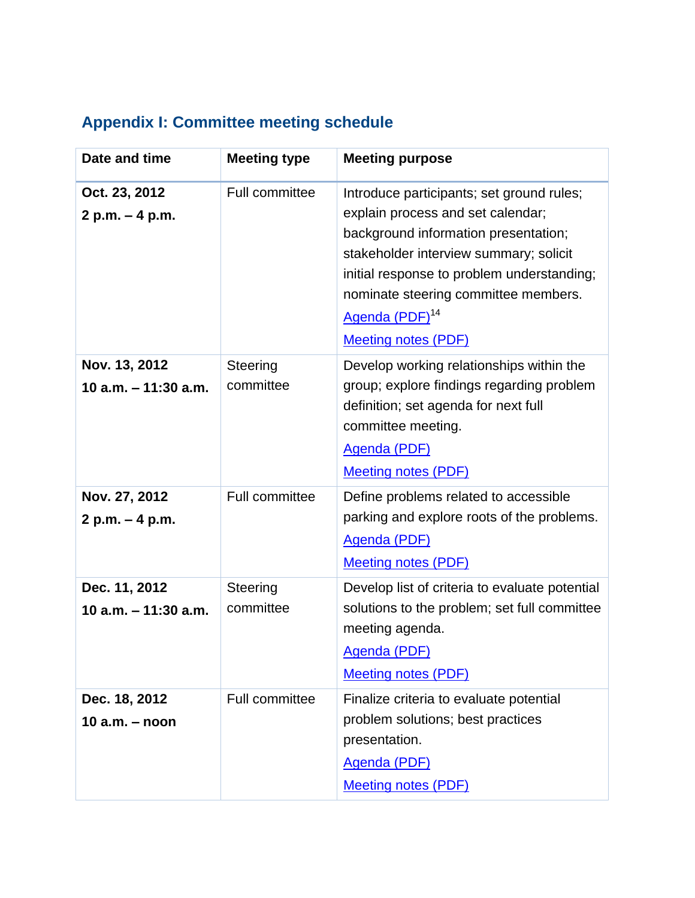## Appendix I: Committee meeting schedule

| Date and time | Meeting type | Meeting purpose |
|---|---|---|
| **Oct. 23, 2012** **2 p.m. – 4 p.m.** | Full committee | Introduce participants; set ground rules; explain process and set calendar; background information presentation; stakeholder interview summary; solicit initial response to problem understanding; nominate steering committee members. Agenda (PDF)[14] Meeting notes (PDF) |
| **Nov. 13, 2012** **10 a.m. – 11:30 a.m.** | Steering committee | Develop working relationships within the group; explore findings regarding problem definition; set agenda for next full committee meeting. Agenda (PDF) Meeting notes (PDF) |
| **Nov. 27, 2012** **2 p.m. – 4 p.m.** | Full committee | Define problems related to accessible parking and explore roots of the problems. Agenda (PDF) Meeting notes (PDF) |
| **Dec. 11, 2012** **10 a.m. – 11:30 a.m.** | Steering committee | Develop list of criteria to evaluate potential solutions to the problem; set full committee meeting agenda. Agenda (PDF) Meeting notes (PDF) |
| **Dec. 18, 2012** **10 a.m. – noon** | Full committee | Finalize criteria to evaluate potential problem solutions; best practices presentation. Agenda (PDF) Meeting notes (PDF) |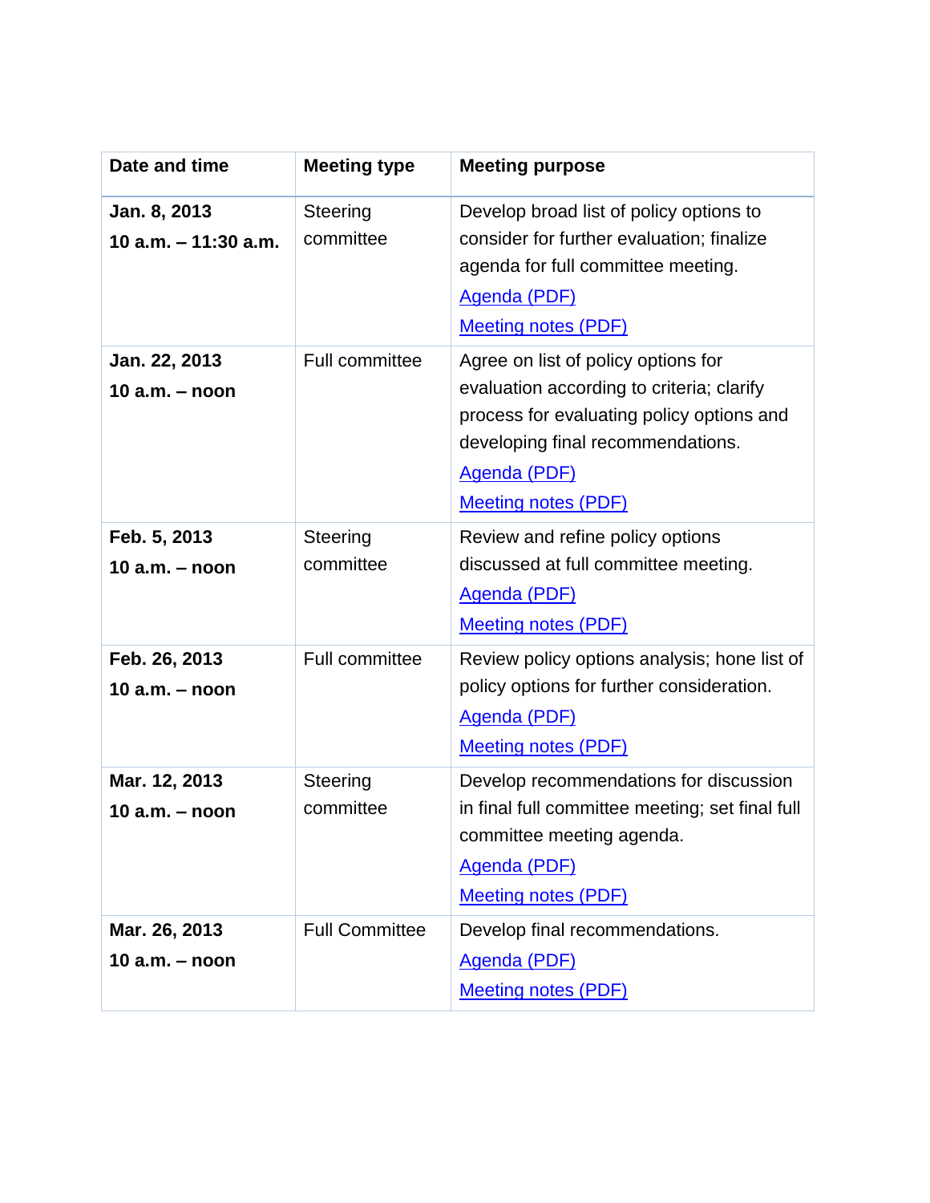| Date and time | Meeting type | Meeting purpose |
|---|---|---|
| **Jan. 8, 2013** **10 a.m. – 11:30 a.m.** | Steering committee | Develop broad list of policy options to consider for further evaluation; finalize agenda for full committee meeting. Agenda (PDF) Meeting notes (PDF) |
| **Jan. 22, 2013** **10 a.m. – noon** | Full committee | Agree on list of policy options for evaluation according to criteria; clarify process for evaluating policy options and developing final recommendations. Agenda (PDF) Meeting notes (PDF) |
| **Feb. 5, 2013** **10 a.m. – noon** | Steering committee | Review and refine policy options discussed at full committee meeting. Agenda (PDF) Meeting notes (PDF) |
| **Feb. 26, 2013** **10 a.m. – noon** | Full committee | Review policy options analysis; hone list of policy options for further consideration. Agenda (PDF) Meeting notes (PDF) |
| **Mar. 12, 2013** **10 a.m. – noon** | Steering committee | Develop recommendations for discussion in final full committee meeting; set final full committee meeting agenda. Agenda (PDF) Meeting notes (PDF) |
| **Mar. 26, 2013** **10 a.m. – noon** | Full Committee | Develop final recommendations. Agenda (PDF) Meeting notes (PDF) |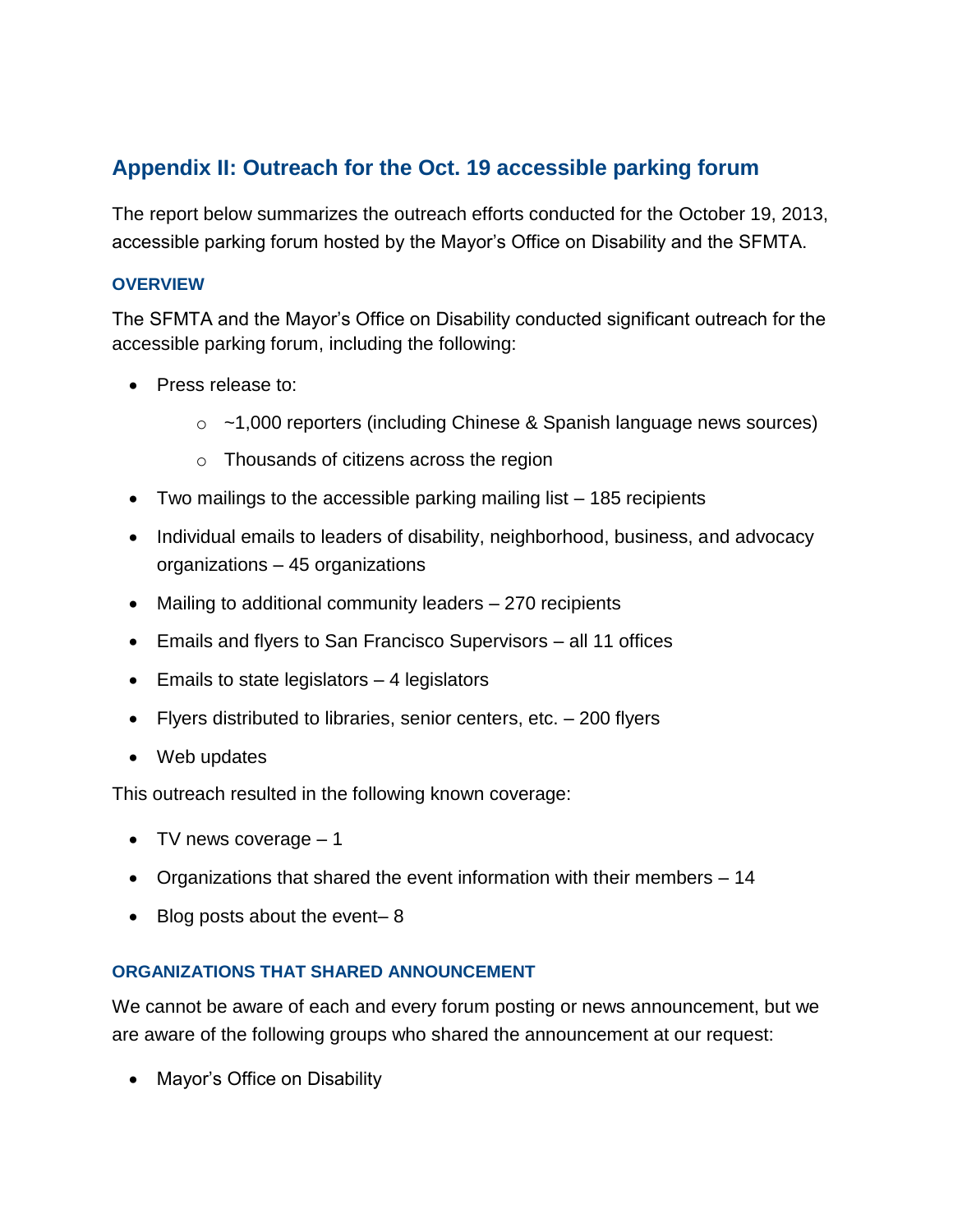## Appendix II: Outreach for the Oct. 19 accessible parking forum

The report below summarizes the outreach efforts conducted for the October 19, 2013, accessible parking forum hosted by the Mayor's Office on Disability and the SFMTA.

### OVERVIEW

The SFMTA and the Mayor's Office on Disability conducted significant outreach for the accessible parking forum, including the following:

- Press release to:
  - ~1,000 reporters (including Chinese & Spanish language news sources)
  - Thousands of citizens across the region
- Two mailings to the accessible parking mailing list – 185 recipients
- Individual emails to leaders of disability, neighborhood, business, and advocacy organizations – 45 organizations
- Mailing to additional community leaders – 270 recipients
- Emails and flyers to San Francisco Supervisors – all 11 offices
- Emails to state legislators – 4 legislators
- Flyers distributed to libraries, senior centers, etc. – 200 flyers
- Web updates

This outreach resulted in the following known coverage:

- TV news coverage – 1
- Organizations that shared the event information with their members – 14
- Blog posts about the event– 8

### ORGANIZATIONS THAT SHARED ANNOUNCEMENT

We cannot be aware of each and every forum posting or news announcement, but we are aware of the following groups who shared the announcement at our request:

- Mayor's Office on Disability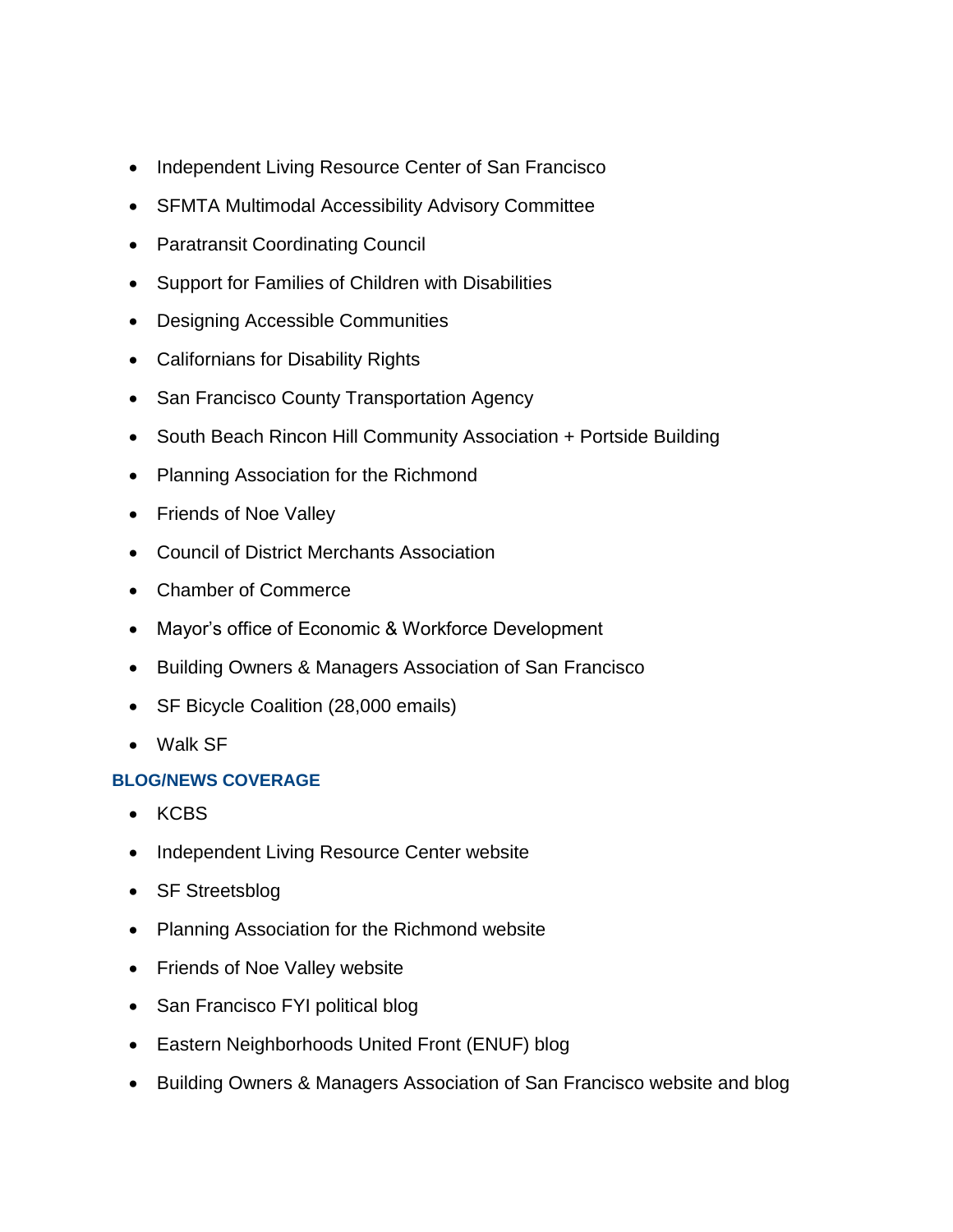- Independent Living Resource Center of San Francisco
- SFMTA Multimodal Accessibility Advisory Committee
- Paratransit Coordinating Council
- Support for Families of Children with Disabilities
- Designing Accessible Communities
- Californians for Disability Rights
- San Francisco County Transportation Agency
- South Beach Rincon Hill Community Association + Portside Building
- Planning Association for the Richmond
- Friends of Noe Valley
- Council of District Merchants Association
- Chamber of Commerce
- Mayor's office of Economic & Workforce Development
- Building Owners & Managers Association of San Francisco
- SF Bicycle Coalition (28,000 emails)
- Walk SF

### BLOG/NEWS COVERAGE

- KCBS
- Independent Living Resource Center website
- SF Streetsblog
- Planning Association for the Richmond website
- Friends of Noe Valley website
- San Francisco FYI political blog
- Eastern Neighborhoods United Front (ENUF) blog
- Building Owners & Managers Association of San Francisco website and blog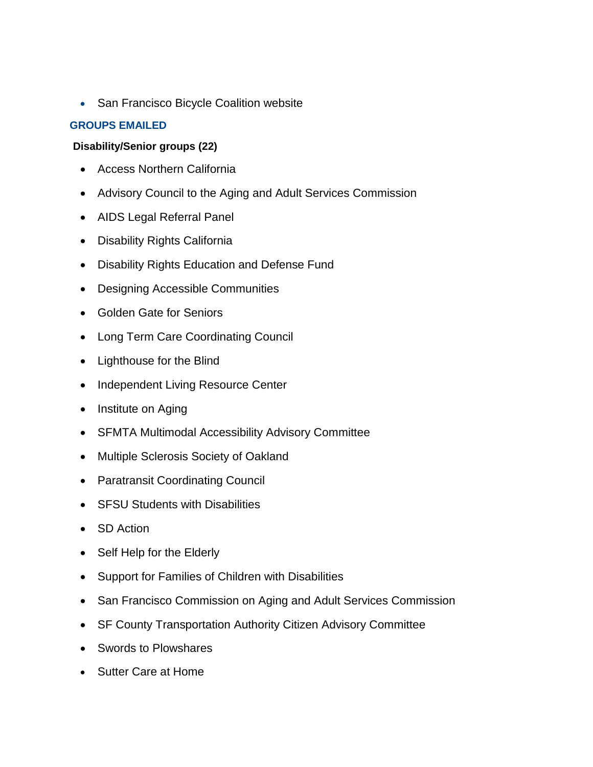- San Francisco Bicycle Coalition website

## GROUPS EMAILED

**Disability/Senior groups (22)**

- Access Northern California
- Advisory Council to the Aging and Adult Services Commission
- AIDS Legal Referral Panel
- Disability Rights California
- Disability Rights Education and Defense Fund
- Designing Accessible Communities
- Golden Gate for Seniors
- Long Term Care Coordinating Council
- Lighthouse for the Blind
- Independent Living Resource Center
- Institute on Aging
- SFMTA Multimodal Accessibility Advisory Committee
- Multiple Sclerosis Society of Oakland
- Paratransit Coordinating Council
- SFSU Students with Disabilities
- SD Action
- Self Help for the Elderly
- Support for Families of Children with Disabilities
- San Francisco Commission on Aging and Adult Services Commission
- SF County Transportation Authority Citizen Advisory Committee
- Swords to Plowshares
- Sutter Care at Home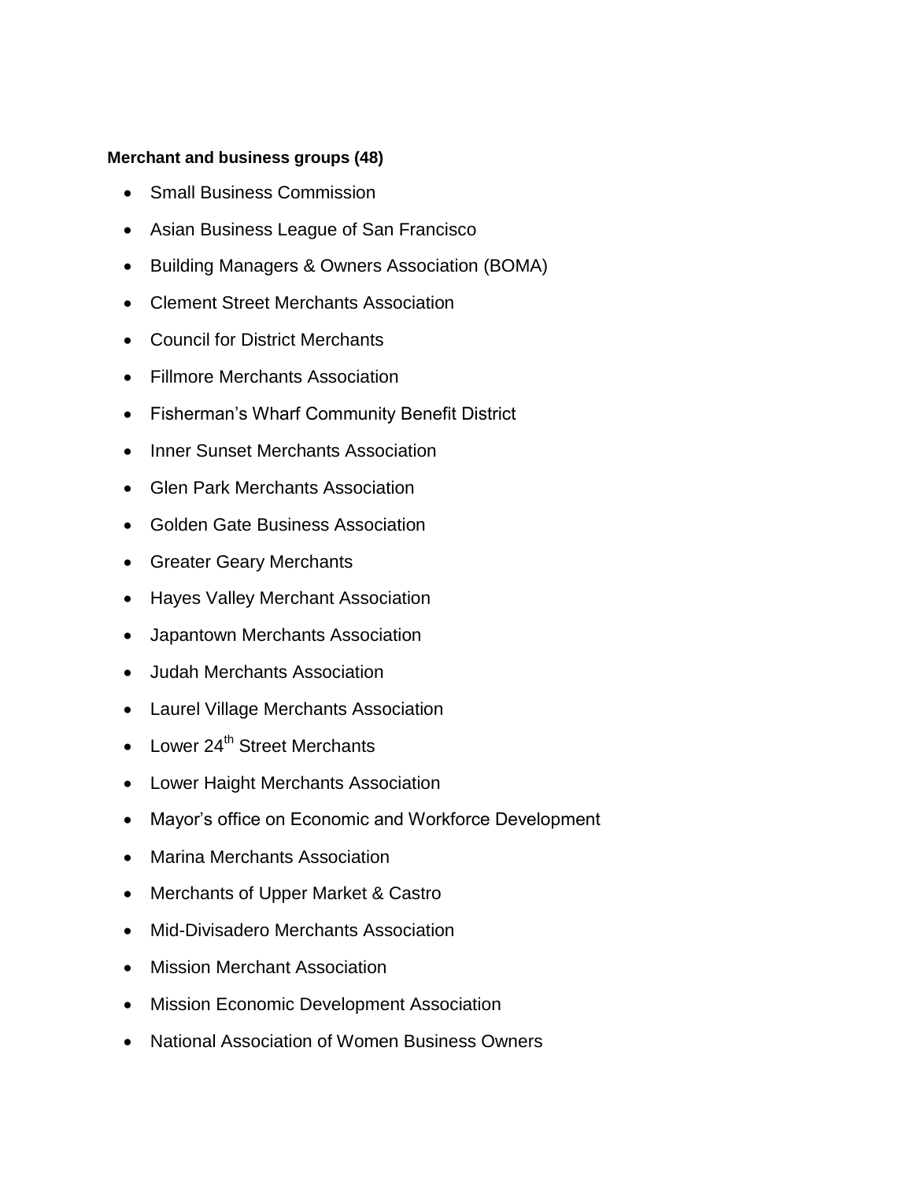**Merchant and business groups (48)**

- Small Business Commission
- Asian Business League of San Francisco
- Building Managers & Owners Association (BOMA)
- Clement Street Merchants Association
- Council for District Merchants
- Fillmore Merchants Association
- Fisherman's Wharf Community Benefit District
- Inner Sunset Merchants Association
- Glen Park Merchants Association
- Golden Gate Business Association
- Greater Geary Merchants
- Hayes Valley Merchant Association
- Japantown Merchants Association
- Judah Merchants Association
- Laurel Village Merchants Association
- Lower 24th Street Merchants
- Lower Haight Merchants Association
- Mayor's office on Economic and Workforce Development
- Marina Merchants Association
- Merchants of Upper Market & Castro
- Mid-Divisadero Merchants Association
- Mission Merchant Association
- Mission Economic Development Association
- National Association of Women Business Owners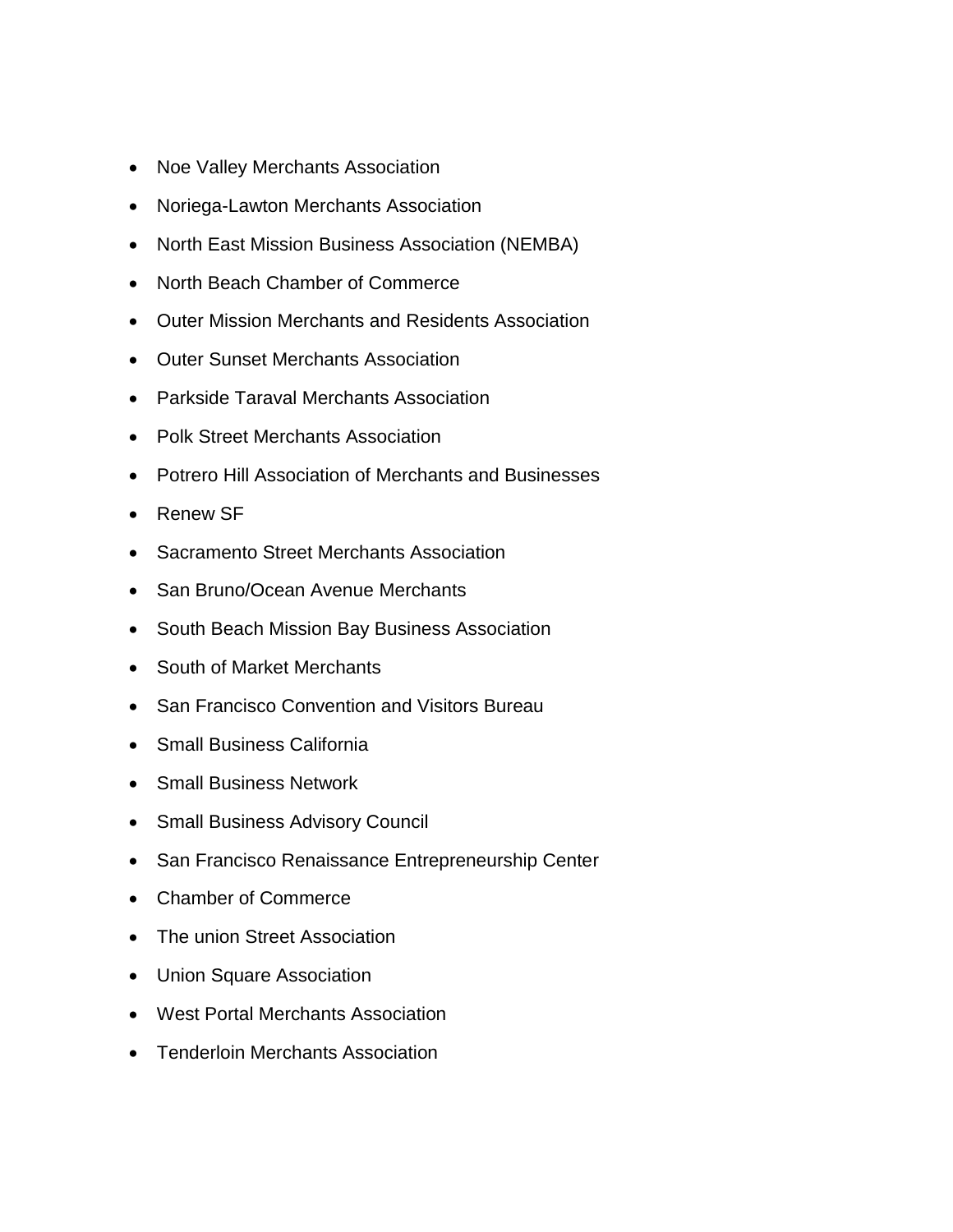- Noe Valley Merchants Association
- Noriega-Lawton Merchants Association
- North East Mission Business Association (NEMBA)
- North Beach Chamber of Commerce
- Outer Mission Merchants and Residents Association
- Outer Sunset Merchants Association
- Parkside Taraval Merchants Association
- Polk Street Merchants Association
- Potrero Hill Association of Merchants and Businesses
- Renew SF
- Sacramento Street Merchants Association
- San Bruno/Ocean Avenue Merchants
- South Beach Mission Bay Business Association
- South of Market Merchants
- San Francisco Convention and Visitors Bureau
- Small Business California
- Small Business Network
- Small Business Advisory Council
- San Francisco Renaissance Entrepreneurship Center
- Chamber of Commerce
- The union Street Association
- Union Square Association
- West Portal Merchants Association
- Tenderloin Merchants Association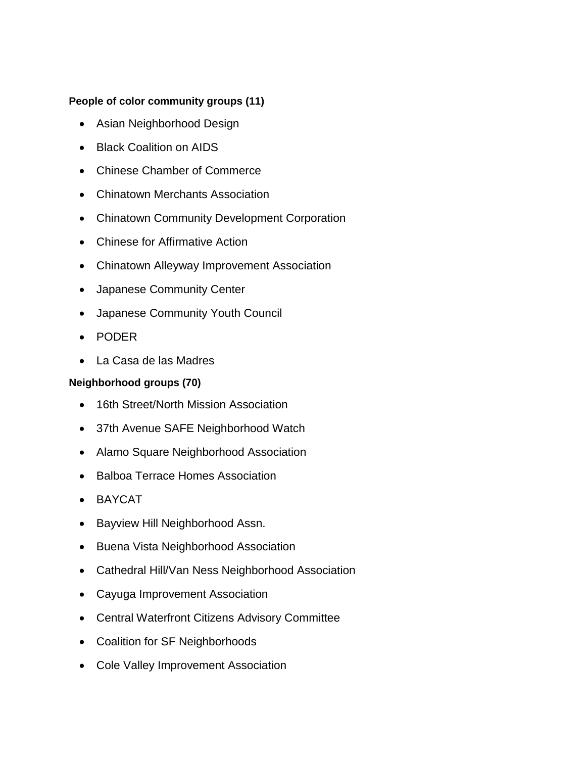**People of color community groups (11)**

- Asian Neighborhood Design
- Black Coalition on AIDS
- Chinese Chamber of Commerce
- Chinatown Merchants Association
- Chinatown Community Development Corporation
- Chinese for Affirmative Action
- Chinatown Alleyway Improvement Association
- Japanese Community Center
- Japanese Community Youth Council
- PODER
- La Casa de las Madres

**Neighborhood groups (70)**

- 16th Street/North Mission Association
- 37th Avenue SAFE Neighborhood Watch
- Alamo Square Neighborhood Association
- Balboa Terrace Homes Association
- BAYCAT
- Bayview Hill Neighborhood Assn.
- Buena Vista Neighborhood Association
- Cathedral Hill/Van Ness Neighborhood Association
- Cayuga Improvement Association
- Central Waterfront Citizens Advisory Committee
- Coalition for SF Neighborhoods
- Cole Valley Improvement Association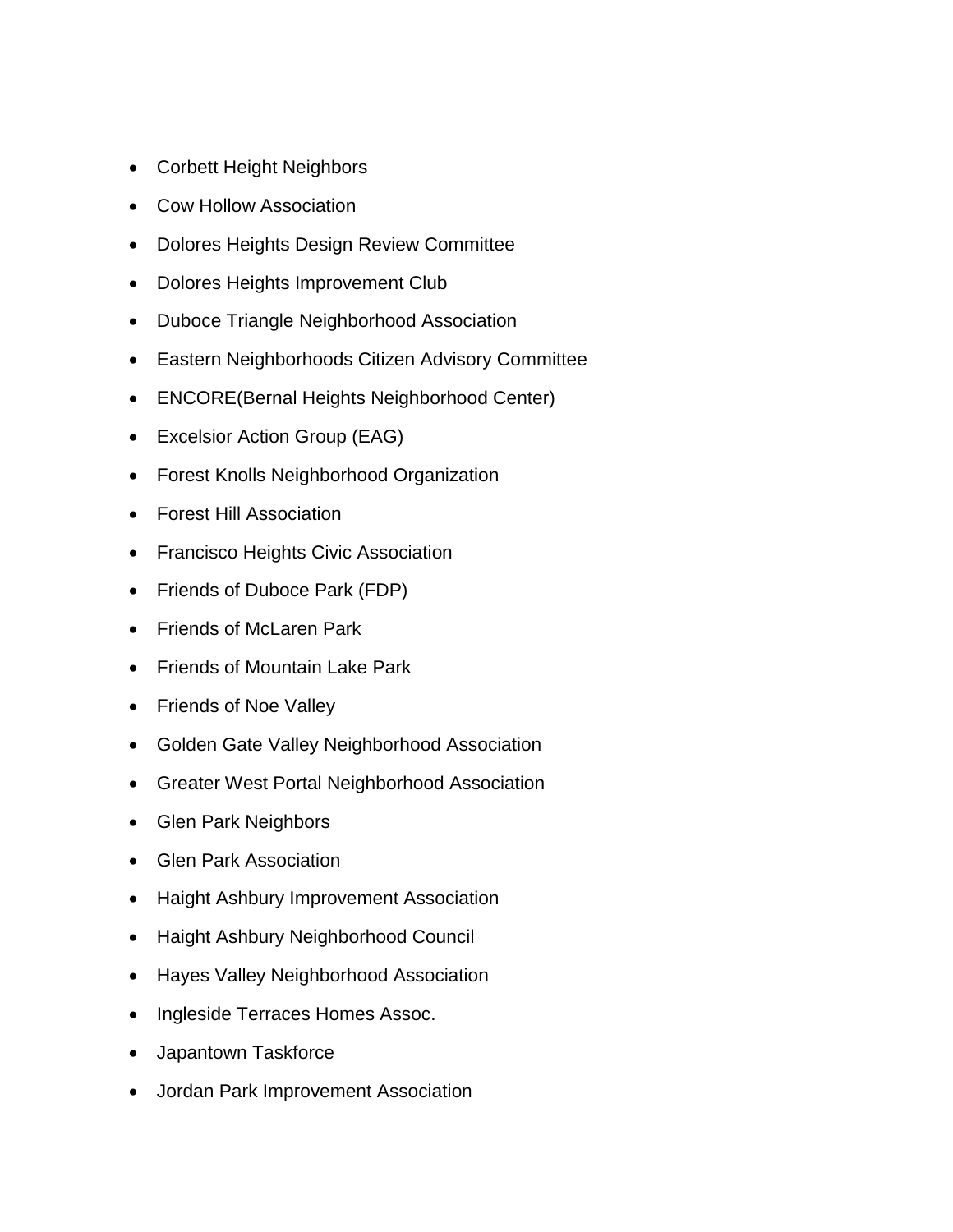- Corbett Height Neighbors
- Cow Hollow Association
- Dolores Heights Design Review Committee
- Dolores Heights Improvement Club
- Duboce Triangle Neighborhood Association
- Eastern Neighborhoods Citizen Advisory Committee
- ENCORE(Bernal Heights Neighborhood Center)
- Excelsior Action Group (EAG)
- Forest Knolls Neighborhood Organization
- Forest Hill Association
- Francisco Heights Civic Association
- Friends of Duboce Park (FDP)
- Friends of McLaren Park
- Friends of Mountain Lake Park
- Friends of Noe Valley
- Golden Gate Valley Neighborhood Association
- Greater West Portal Neighborhood Association
- Glen Park Neighbors
- Glen Park Association
- Haight Ashbury Improvement Association
- Haight Ashbury Neighborhood Council
- Hayes Valley Neighborhood Association
- Ingleside Terraces Homes Assoc.
- Japantown Taskforce
- Jordan Park Improvement Association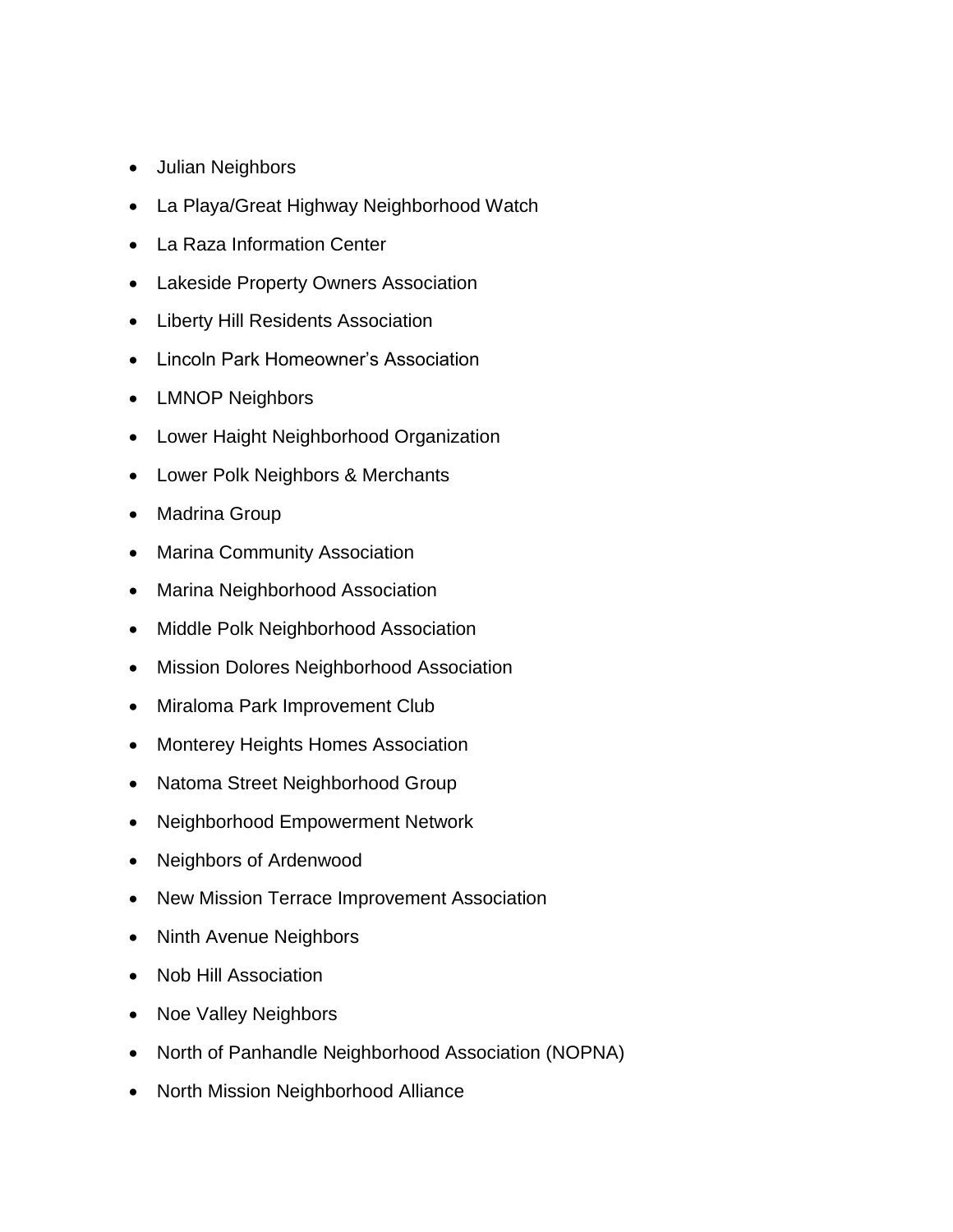- Julian Neighbors
- La Playa/Great Highway Neighborhood Watch
- La Raza Information Center
- Lakeside Property Owners Association
- Liberty Hill Residents Association
- Lincoln Park Homeowner's Association
- LMNOP Neighbors
- Lower Haight Neighborhood Organization
- Lower Polk Neighbors & Merchants
- Madrina Group
- Marina Community Association
- Marina Neighborhood Association
- Middle Polk Neighborhood Association
- Mission Dolores Neighborhood Association
- Miraloma Park Improvement Club
- Monterey Heights Homes Association
- Natoma Street Neighborhood Group
- Neighborhood Empowerment Network
- Neighbors of Ardenwood
- New Mission Terrace Improvement Association
- Ninth Avenue Neighbors
- Nob Hill Association
- Noe Valley Neighbors
- North of Panhandle Neighborhood Association (NOPNA)
- North Mission Neighborhood Alliance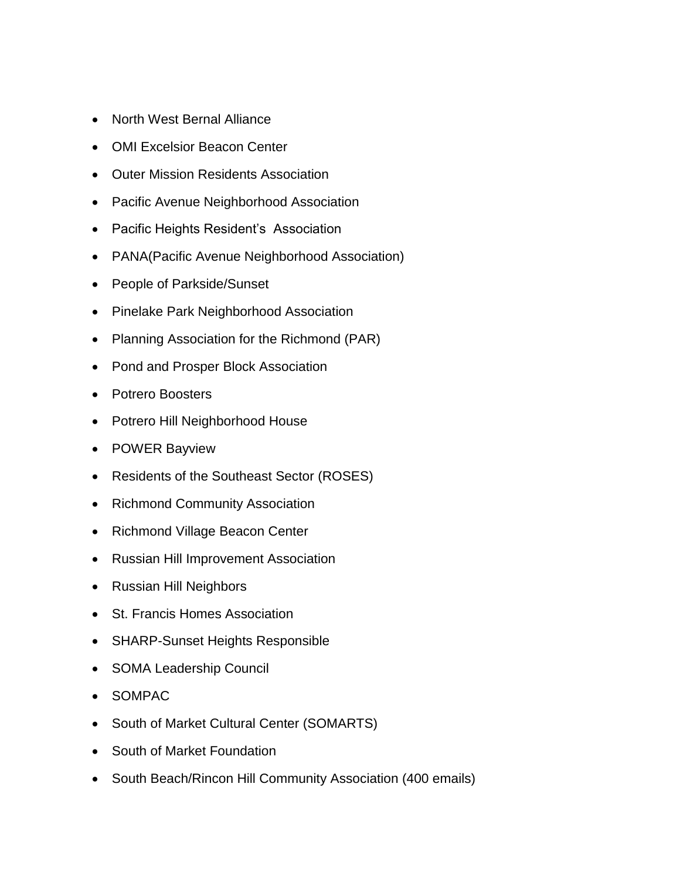- North West Bernal Alliance
- OMI Excelsior Beacon Center
- Outer Mission Residents Association
- Pacific Avenue Neighborhood Association
- Pacific Heights Resident's  Association
- PANA(Pacific Avenue Neighborhood Association)
- People of Parkside/Sunset
- Pinelake Park Neighborhood Association
- Planning Association for the Richmond (PAR)
- Pond and Prosper Block Association
- Potrero Boosters
- Potrero Hill Neighborhood House
- POWER Bayview
- Residents of the Southeast Sector (ROSES)
- Richmond Community Association
- Richmond Village Beacon Center
- Russian Hill Improvement Association
- Russian Hill Neighbors
- St. Francis Homes Association
- SHARP-Sunset Heights Responsible
- SOMA Leadership Council
- SOMPAC
- South of Market Cultural Center (SOMARTS)
- South of Market Foundation
- South Beach/Rincon Hill Community Association (400 emails)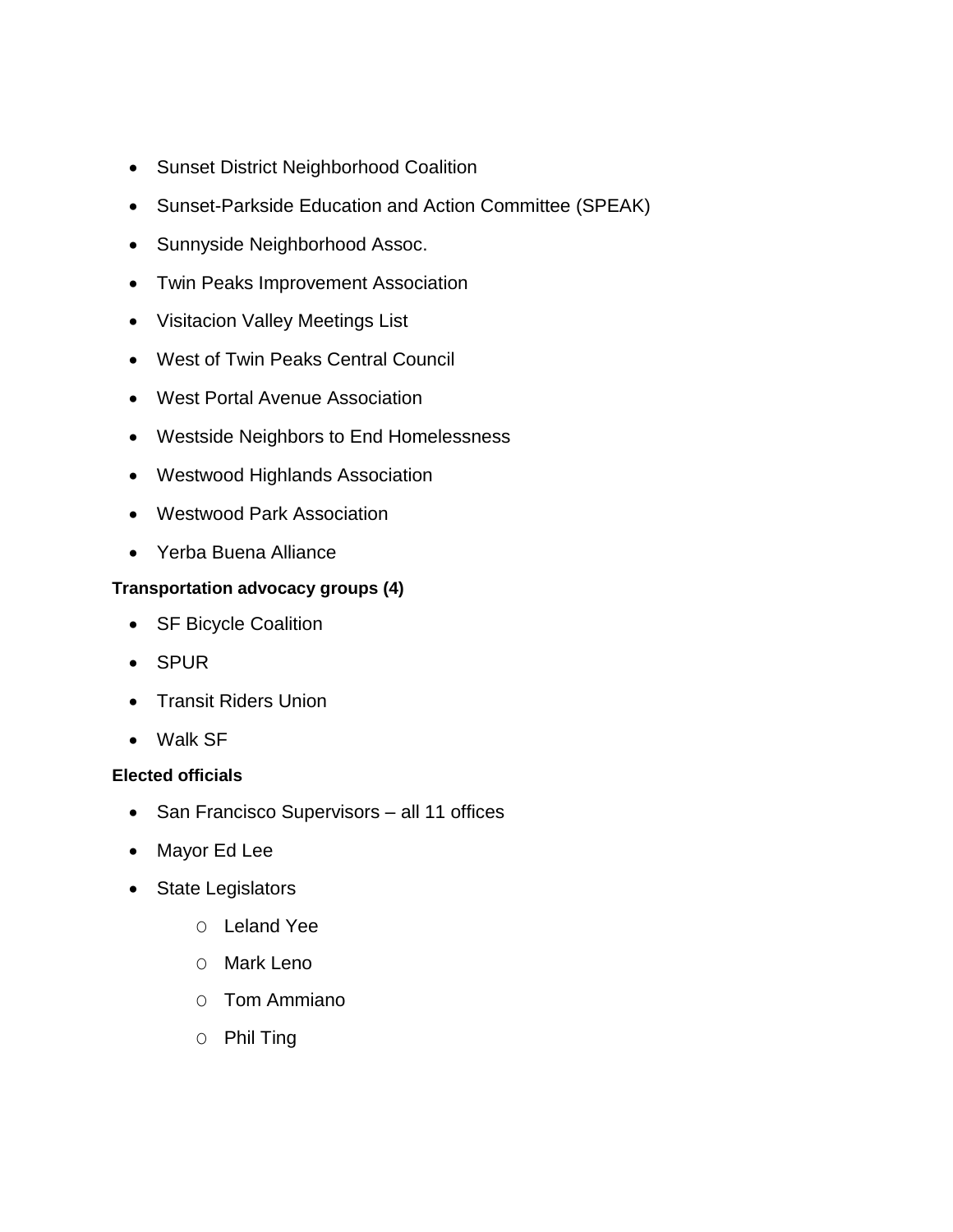- Sunset District Neighborhood Coalition
- Sunset-Parkside Education and Action Committee (SPEAK)
- Sunnyside Neighborhood Assoc.
- Twin Peaks Improvement Association
- Visitacion Valley Meetings List
- West of Twin Peaks Central Council
- West Portal Avenue Association
- Westside Neighbors to End Homelessness
- Westwood Highlands Association
- Westwood Park Association
- Yerba Buena Alliance

**Transportation advocacy groups (4)**

- SF Bicycle Coalition
- SPUR
- Transit Riders Union
- Walk SF

**Elected officials**

- San Francisco Supervisors – all 11 offices
- Mayor Ed Lee
- State Legislators
    - Leland Yee
    - Mark Leno
    - Tom Ammiano
    - Phil Ting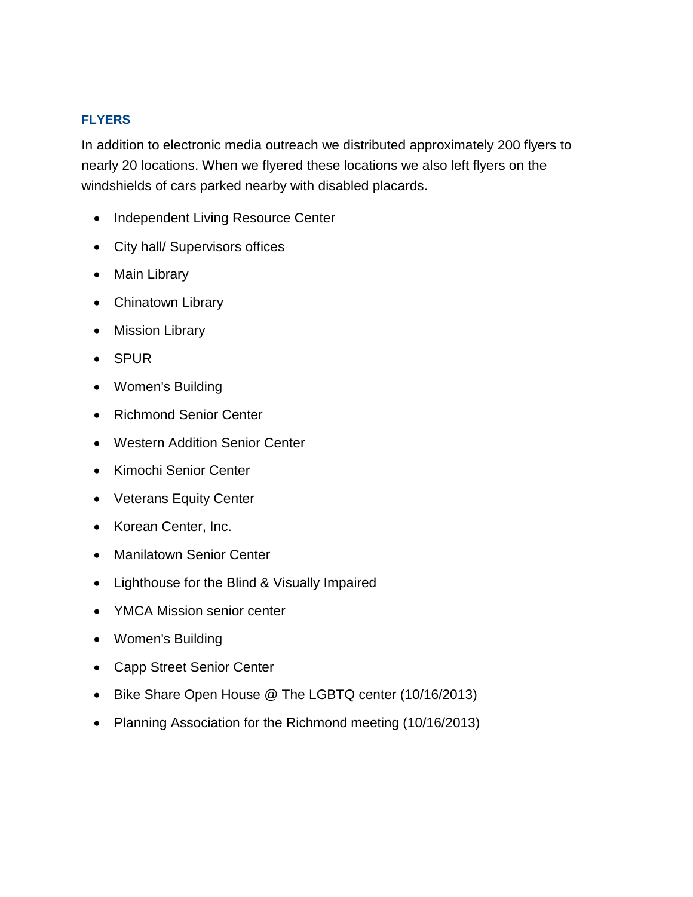### FLYERS

In addition to electronic media outreach we distributed approximately 200 flyers to nearly 20 locations. When we flyered these locations we also left flyers on the windshields of cars parked nearby with disabled placards.

- Independent Living Resource Center
- City hall/ Supervisors offices
- Main Library
- Chinatown Library
- Mission Library
- SPUR
- Women's Building
- Richmond Senior Center
- Western Addition Senior Center
- Kimochi Senior Center
- Veterans Equity Center
- Korean Center, Inc.
- Manilatown Senior Center
- Lighthouse for the Blind & Visually Impaired
- YMCA Mission senior center
- Women's Building
- Capp Street Senior Center
- Bike Share Open House @ The LGBTQ center (10/16/2013)
- Planning Association for the Richmond meeting (10/16/2013)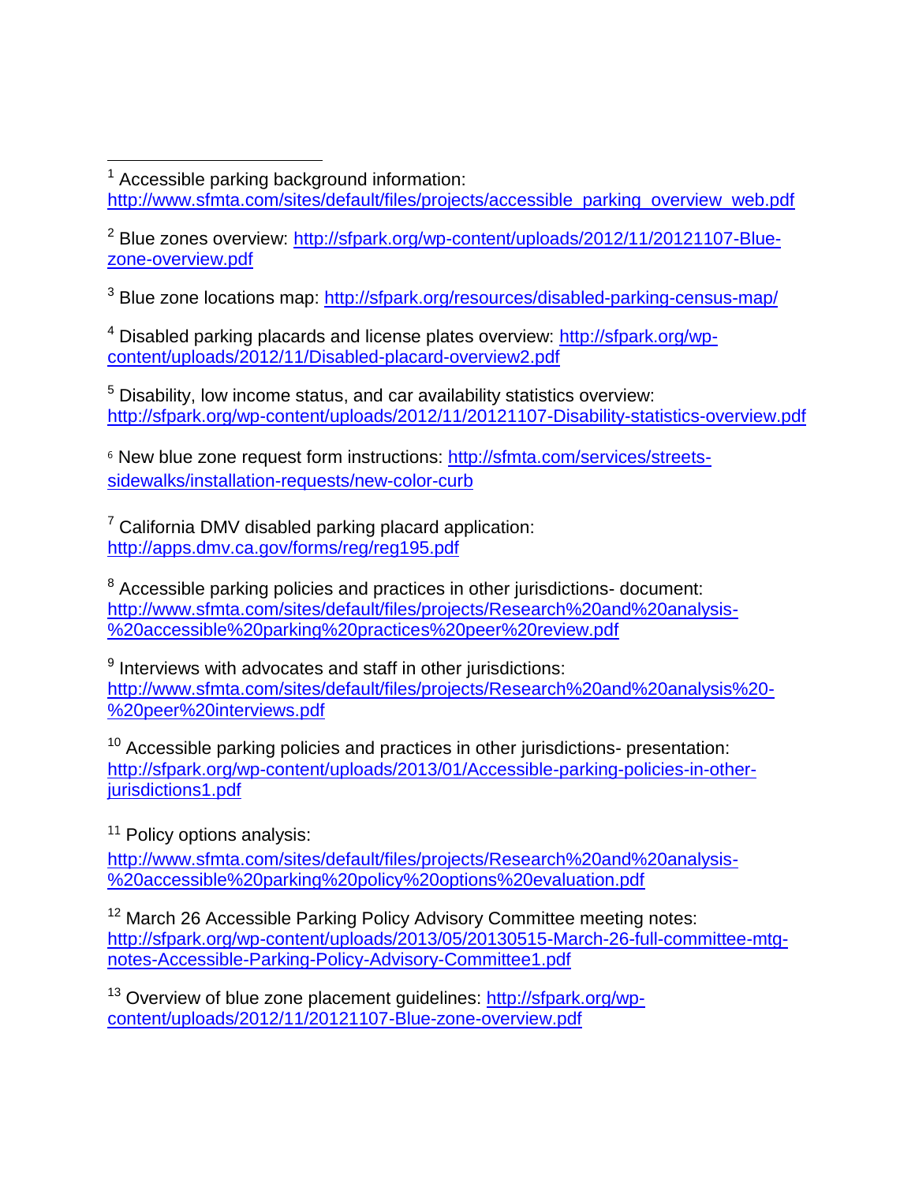[1] Accessible parking background information: http://www.sfmta.com/sites/default/files/projects/accessible_parking_overview_web.pdf

[2] Blue zones overview: http://sfpark.org/wp-content/uploads/2012/11/20121107-Blue-zone-overview.pdf

[3] Blue zone locations map: http://sfpark.org/resources/disabled-parking-census-map/

[4] Disabled parking placards and license plates overview: http://sfpark.org/wp-content/uploads/2012/11/Disabled-placard-overview2.pdf

[5] Disability, low income status, and car availability statistics overview: http://sfpark.org/wp-content/uploads/2012/11/20121107-Disability-statistics-overview.pdf

[6] New blue zone request form instructions: http://sfmta.com/services/streets-sidewalks/installation-requests/new-color-curb

[7] California DMV disabled parking placard application: http://apps.dmv.ca.gov/forms/reg/reg195.pdf

[8] Accessible parking policies and practices in other jurisdictions- document: http://www.sfmta.com/sites/default/files/projects/Research%20and%20analysis-%20accessible%20parking%20practices%20peer%20review.pdf

[9] Interviews with advocates and staff in other jurisdictions: http://www.sfmta.com/sites/default/files/projects/Research%20and%20analysis%20-%20peer%20interviews.pdf

[10] Accessible parking policies and practices in other jurisdictions- presentation: http://sfpark.org/wp-content/uploads/2013/01/Accessible-parking-policies-in-other-jurisdictions1.pdf

[11] Policy options analysis: http://www.sfmta.com/sites/default/files/projects/Research%20and%20analysis-%20accessible%20parking%20policy%20options%20evaluation.pdf

[12] March 26 Accessible Parking Policy Advisory Committee meeting notes: http://sfpark.org/wp-content/uploads/2013/05/20130515-March-26-full-committee-mtg-notes-Accessible-Parking-Policy-Advisory-Committee1.pdf

[13] Overview of blue zone placement guidelines: http://sfpark.org/wp-content/uploads/2012/11/20121107-Blue-zone-overview.pdf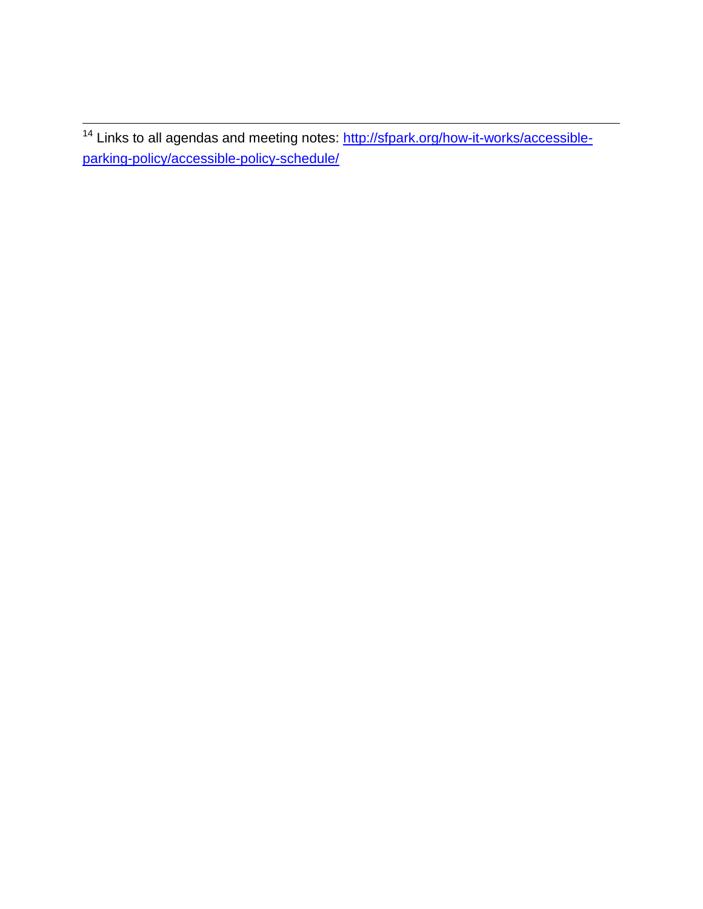[14] Links to all agendas and meeting notes: http://sfpark.org/how-it-works/accessible-parking-policy/accessible-policy-schedule/